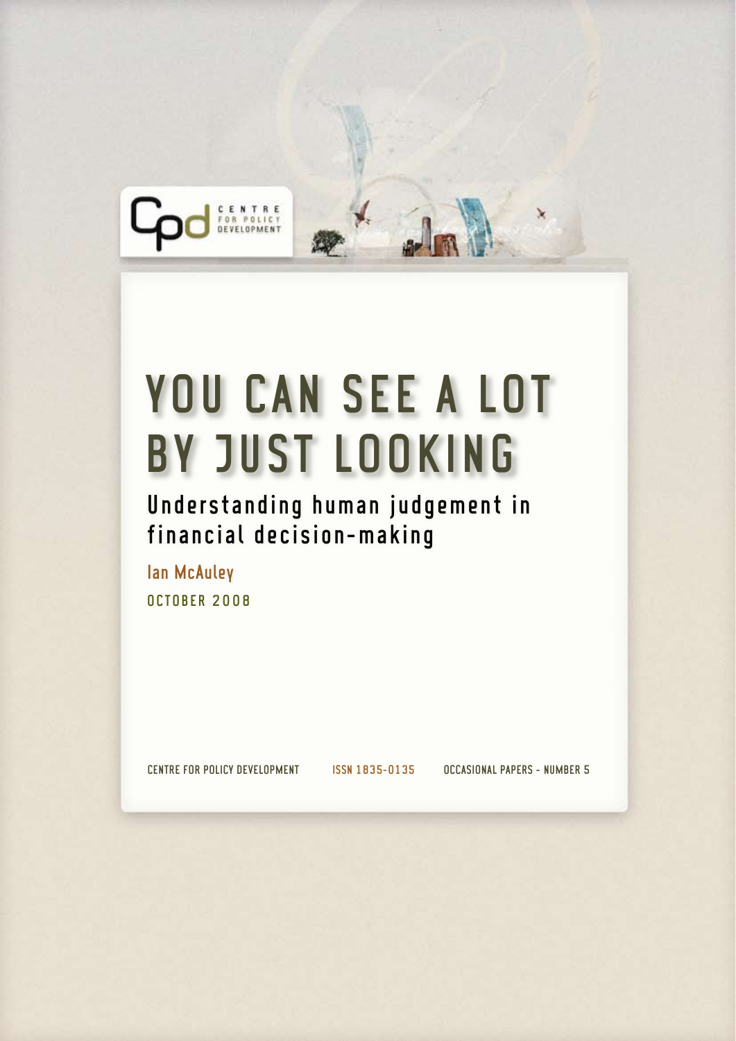CENTRE FOR POLICY DEVELOPMENT

# YOU CAN SEE A LOT BY JUST LOOKING

## Understanding human judgement in financial decision-making

Ian McAuley

OCTOBER 2008

CENTRE FOR POLICY DEVELOPMENT ISSN 1835-0135 OCCASIONAL PAPERS - NUMBER 5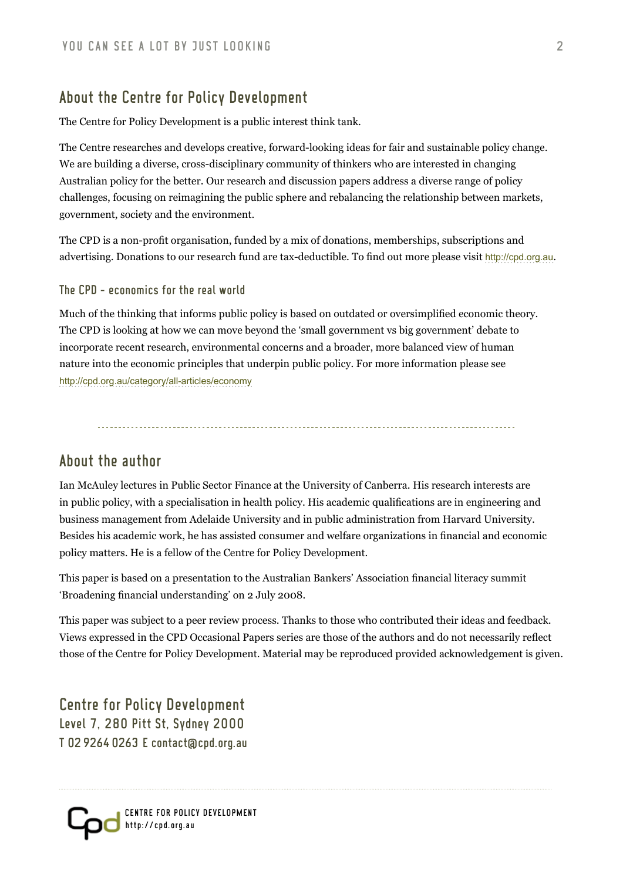## About the Centre for Policy Development

The Centre for Policy Development is a public interest think tank.

The Centre researches and develops creative, forward-looking ideas for fair and sustainable policy change. We are building a diverse, cross-disciplinary community of thinkers who are interested in changing Australian policy for the better. Our research and discussion papers address a diverse range of policy challenges, focusing on reimagining the public sphere and rebalancing the relationship between markets, government, society and the environment.

The CPD is a non-profit organisation, funded by a mix of donations, memberships, subscriptions and advertising. Donations to our research fund are tax-deductible. To find out more please visit http://cpd.org.au.

### The CPD - economics for the real world

Much of the thinking that informs public policy is based on outdated or oversimplified economic theory. The CPD is looking at how we can move beyond the 'small government vs big government' debate to incorporate recent research, environmental concerns and a broader, more balanced view of human nature into the economic principles that underpin public policy. For more information please see http://cpd.org.au/category/all-articles/economy

---

## About the author

Ian McAuley lectures in Public Sector Finance at the University of Canberra. His research interests are in public policy, with a specialisation in health policy. His academic qualifications are in engineering and business management from Adelaide University and in public administration from Harvard University. Besides his academic work, he has assisted consumer and welfare organizations in financial and economic policy matters. He is a fellow of the Centre for Policy Development.

This paper is based on a presentation to the Australian Bankers' Association financial literacy summit 'Broadening financial understanding' on 2 July 2008.

This paper was subject to a peer review process. Thanks to those who contributed their ideas and feedback. Views expressed in the CPD Occasional Papers series are those of the authors and do not necessarily reflect those of the Centre for Policy Development. Material may be reproduced provided acknowledgement is given.

**Centre for Policy Development**
**Level 7, 280 Pitt St, Sydney 2000**
**T 02 9264 0263 E contact@cpd.org.au**

CENTRE FOR POLICY DEVELOPMENT
http://cpd.org.au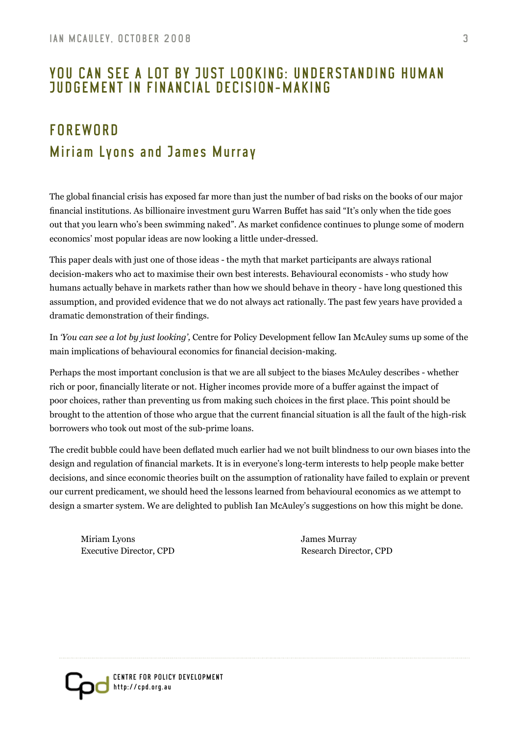# YOU CAN SEE A LOT BY JUST LOOKING: UNDERSTANDING HUMAN JUDGEMENT IN FINANCIAL DECISION-MAKING

## FOREWORD

### Miriam Lyons and James Murray

The global financial crisis has exposed far more than just the number of bad risks on the books of our major financial institutions. As billionaire investment guru Warren Buffet has said "It's only when the tide goes out that you learn who's been swimming naked". As market confidence continues to plunge some of modern economics' most popular ideas are now looking a little under-dressed.

This paper deals with just one of those ideas - the myth that market participants are always rational decision-makers who act to maximise their own best interests. Behavioural economists - who study how humans actually behave in markets rather than how we should behave in theory - have long questioned this assumption, and provided evidence that we do not always act rationally. The past few years have provided a dramatic demonstration of their findings.

In *'You can see a lot by just looking',* Centre for Policy Development fellow Ian McAuley sums up some of the main implications of behavioural economics for financial decision-making.

Perhaps the most important conclusion is that we are all subject to the biases McAuley describes - whether rich or poor, financially literate or not. Higher incomes provide more of a buffer against the impact of poor choices, rather than preventing us from making such choices in the first place. This point should be brought to the attention of those who argue that the current financial situation is all the fault of the high-risk borrowers who took out most of the sub-prime loans.

The credit bubble could have been deflated much earlier had we not built blindness to our own biases into the design and regulation of financial markets. It is in everyone's long-term interests to help people make better decisions, and since economic theories built on the assumption of rationality have failed to explain or prevent our current predicament, we should heed the lessons learned from behavioural economics as we attempt to design a smarter system. We are delighted to publish Ian McAuley's suggestions on how this might be done.

Miriam Lyons
Executive Director, CPD

James Murray
Research Director, CPD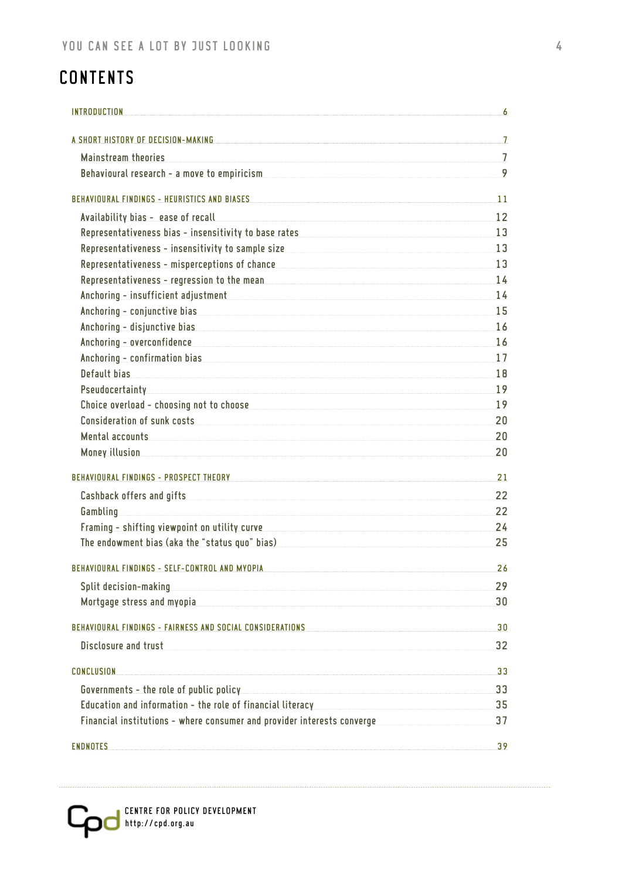# CONTENTS

| | |
|---|---|
| INTRODUCTION | 6 |
| A SHORT HISTORY OF DECISION-MAKING | 7 |
| Mainstream theories | 7 |
| Behavioural research - a move to empiricism | 9 |
| BEHAVIOURAL FINDINGS - HEURISTICS AND BIASES | 11 |
| Availability bias - ease of recall | 12 |
| Representativeness bias - insensitivity to base rates | 13 |
| Representativeness - insensitivity to sample size | 13 |
| Representativeness - misperceptions of chance | 13 |
| Representativeness - regression to the mean | 14 |
| Anchoring - insufficient adjustment | 14 |
| Anchoring - conjunctive bias | 15 |
| Anchoring - disjunctive bias | 16 |
| Anchoring - overconfidence | 16 |
| Anchoring - confirmation bias | 17 |
| Default bias | 18 |
| Pseudocertainty | 19 |
| Choice overload - choosing not to choose | 19 |
| Consideration of sunk costs | 20 |
| Mental accounts | 20 |
| Money illusion | 20 |
| BEHAVIOURAL FINDINGS - PROSPECT THEORY | 21 |
| Cashback offers and gifts | 22 |
| Gambling | 22 |
| Framing - shifting viewpoint on utility curve | 24 |
| The endowment bias (aka the "status quo" bias) | 25 |
| BEHAVIOURAL FINDINGS - SELF-CONTROL AND MYOPIA | 26 |
| Split decision-making | 29 |
| Mortgage stress and myopia | 30 |
| BEHAVIOURAL FINDINGS - FAIRNESS AND SOCIAL CONSIDERATIONS | 30 |
| Disclosure and trust | 32 |
| CONCLUSION | 33 |
| Governments - the role of public policy | 33 |
| Education and information - the role of financial literacy | 35 |
| Financial institutions - where consumer and provider interests converge | 37 |
| ENDNOTES | 39 |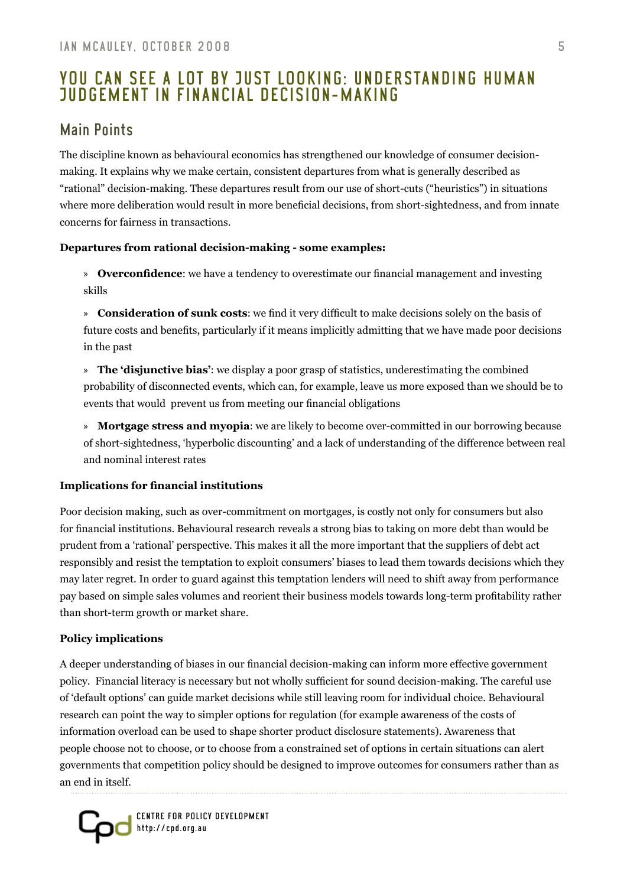# YOU CAN SEE A LOT BY JUST LOOKING: UNDERSTANDING HUMAN JUDGEMENT IN FINANCIAL DECISION-MAKING

## Main Points

The discipline known as behavioural economics has strengthened our knowledge of consumer decision-making. It explains why we make certain, consistent departures from what is generally described as "rational" decision-making. These departures result from our use of short-cuts ("heuristics") in situations where more deliberation would result in more beneficial decisions, from short-sightedness, and from innate concerns for fairness in transactions.

**Departures from rational decision-making - some examples:**

» **Overconfidence**: we have a tendency to overestimate our financial management and investing skills

» **Consideration of sunk costs**: we find it very difficult to make decisions solely on the basis of future costs and benefits, particularly if it means implicitly admitting that we have made poor decisions in the past

» **The 'disjunctive bias'**: we display a poor grasp of statistics, underestimating the combined probability of disconnected events, which can, for example, leave us more exposed than we should be to events that would prevent us from meeting our financial obligations

» **Mortgage stress and myopia**: we are likely to become over-committed in our borrowing because of short-sightedness, 'hyperbolic discounting' and a lack of understanding of the difference between real and nominal interest rates

**Implications for financial institutions**

Poor decision making, such as over-commitment on mortgages, is costly not only for consumers but also for financial institutions. Behavioural research reveals a strong bias to taking on more debt than would be prudent from a 'rational' perspective. This makes it all the more important that the suppliers of debt act responsibly and resist the temptation to exploit consumers' biases to lead them towards decisions which they may later regret. In order to guard against this temptation lenders will need to shift away from performance pay based on simple sales volumes and reorient their business models towards long-term profitability rather than short-term growth or market share.

**Policy implications**

A deeper understanding of biases in our financial decision-making can inform more effective government policy. Financial literacy is necessary but not wholly sufficient for sound decision-making. The careful use of 'default options' can guide market decisions while still leaving room for individual choice. Behavioural research can point the way to simpler options for regulation (for example awareness of the costs of information overload can be used to shape shorter product disclosure statements). Awareness that people choose not to choose, or to choose from a constrained set of options in certain situations can alert governments that competition policy should be designed to improve outcomes for consumers rather than as an end in itself.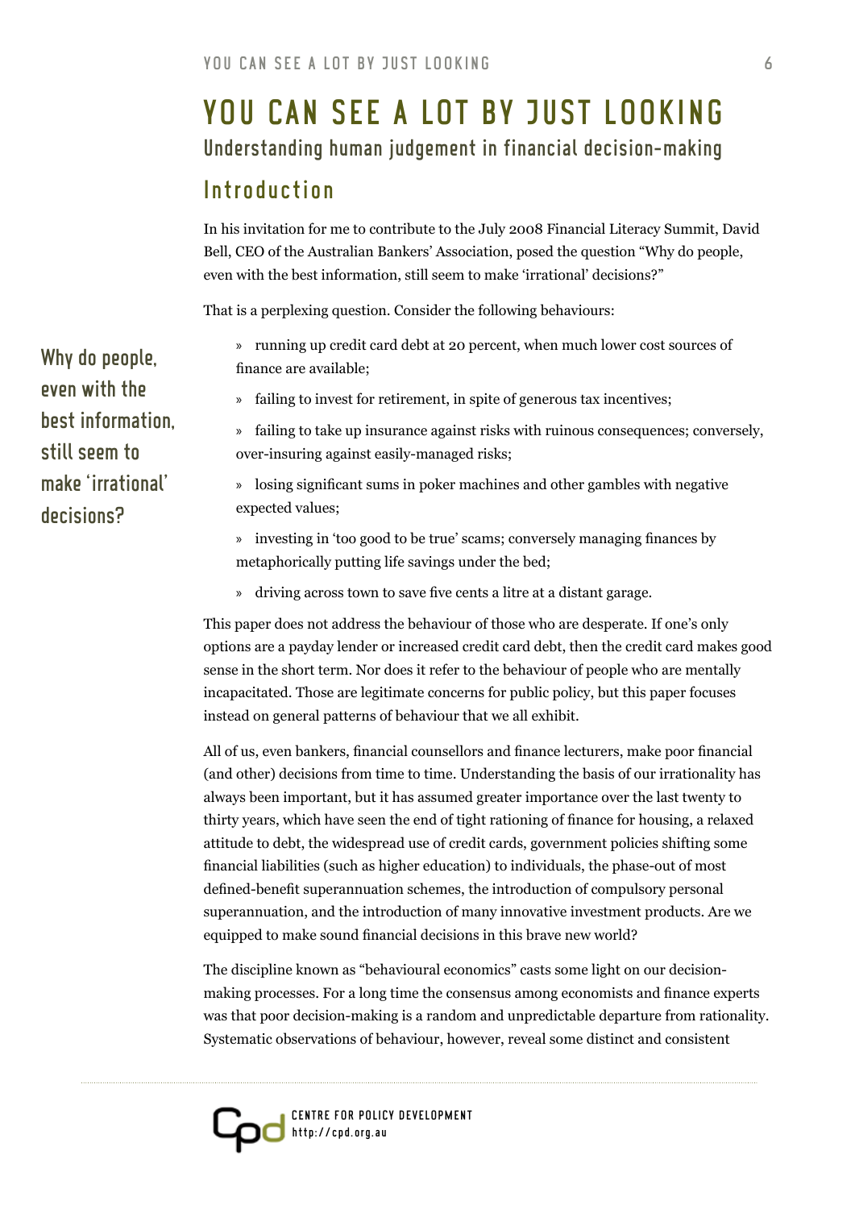# YOU CAN SEE A LOT BY JUST LOOKING

## Understanding human judgement in financial decision-making

## Introduction

In his invitation for me to contribute to the July 2008 Financial Literacy Summit, David Bell, CEO of the Australian Bankers' Association, posed the question "Why do people, even with the best information, still seem to make 'irrational' decisions?"

That is a perplexing question. Consider the following behaviours:

**Why do people, even with the best information, still seem to make 'irrational' decisions?**

- running up credit card debt at 20 percent, when much lower cost sources of finance are available;
- failing to invest for retirement, in spite of generous tax incentives;
- failing to take up insurance against risks with ruinous consequences; conversely, over-insuring against easily-managed risks;
- losing significant sums in poker machines and other gambles with negative expected values;
- investing in 'too good to be true' scams; conversely managing finances by metaphorically putting life savings under the bed;
- driving across town to save five cents a litre at a distant garage.

This paper does not address the behaviour of those who are desperate. If one's only options are a payday lender or increased credit card debt, then the credit card makes good sense in the short term. Nor does it refer to the behaviour of people who are mentally incapacitated. Those are legitimate concerns for public policy, but this paper focuses instead on general patterns of behaviour that we all exhibit.

All of us, even bankers, financial counsellors and finance lecturers, make poor financial (and other) decisions from time to time. Understanding the basis of our irrationality has always been important, but it has assumed greater importance over the last twenty to thirty years, which have seen the end of tight rationing of finance for housing, a relaxed attitude to debt, the widespread use of credit cards, government policies shifting some financial liabilities (such as higher education) to individuals, the phase-out of most defined-benefit superannuation schemes, the introduction of compulsory personal superannuation, and the introduction of many innovative investment products. Are we equipped to make sound financial decisions in this brave new world?

The discipline known as "behavioural economics" casts some light on our decision-making processes. For a long time the consensus among economists and finance experts was that poor decision-making is a random and unpredictable departure from rationality. Systematic observations of behaviour, however, reveal some distinct and consistent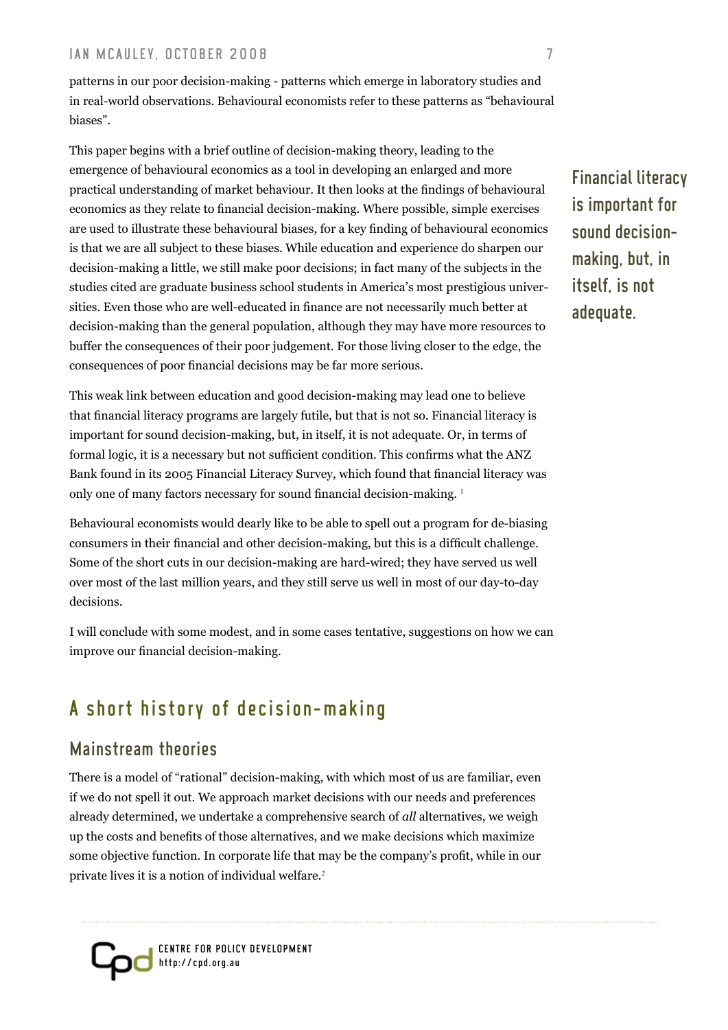patterns in our poor decision-making - patterns which emerge in laboratory studies and in real-world observations. Behavioural economists refer to these patterns as "behavioural biases".

This paper begins with a brief outline of decision-making theory, leading to the emergence of behavioural economics as a tool in developing an enlarged and more practical understanding of market behaviour. It then looks at the findings of behavioural economics as they relate to financial decision-making. Where possible, simple exercises are used to illustrate these behavioural biases, for a key finding of behavioural economics is that we are all subject to these biases. While education and experience do sharpen our decision-making a little, we still make poor decisions; in fact many of the subjects in the studies cited are graduate business school students in America's most prestigious universities. Even those who are well-educated in finance are not necessarily much better at decision-making than the general population, although they may have more resources to buffer the consequences of their poor judgement. For those living closer to the edge, the consequences of poor financial decisions may be far more serious.

**Financial literacy is important for sound decision-making, but, in itself, is not adequate.**

This weak link between education and good decision-making may lead one to believe that financial literacy programs are largely futile, but that is not so. Financial literacy is important for sound decision-making, but, in itself, it is not adequate. Or, in terms of formal logic, it is a necessary but not sufficient condition. This confirms what the ANZ Bank found in its 2005 Financial Literacy Survey, which found that financial literacy was only one of many factors necessary for sound financial decision-making. [1]

Behavioural economists would dearly like to be able to spell out a program for de-biasing consumers in their financial and other decision-making, but this is a difficult challenge. Some of the short cuts in our decision-making are hard-wired; they have served us well over most of the last million years, and they still serve us well in most of our day-to-day decisions.

I will conclude with some modest, and in some cases tentative, suggestions on how we can improve our financial decision-making.

# A short history of decision-making

## Mainstream theories

There is a model of "rational" decision-making, with which most of us are familiar, even if we do not spell it out. We approach market decisions with our needs and preferences already determined, we undertake a comprehensive search of *all* alternatives, we weigh up the costs and benefits of those alternatives, and we make decisions which maximize some objective function. In corporate life that may be the company's profit, while in our private lives it is a notion of individual welfare.[2]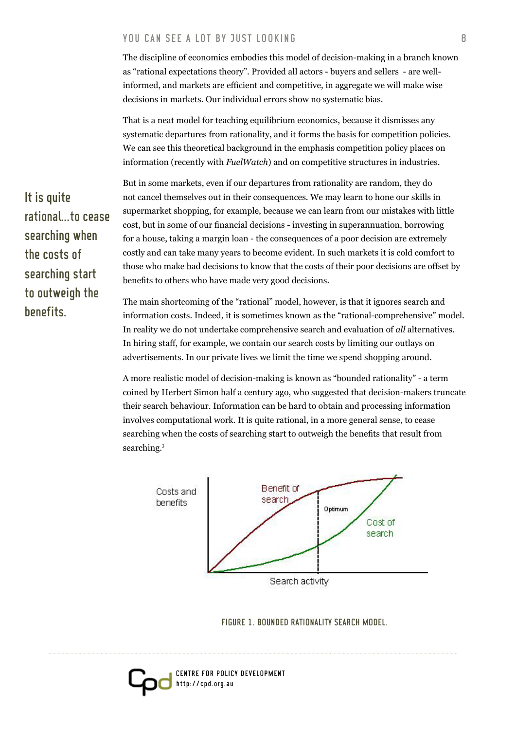The discipline of economics embodies this model of decision-making in a branch known as "rational expectations theory". Provided all actors - buyers and sellers - are well-informed, and markets are efficient and competitive, in aggregate we will make wise decisions in markets. Our individual errors show no systematic bias.

That is a neat model for teaching equilibrium economics, because it dismisses any systematic departures from rationality, and it forms the basis for competition policies. We can see this theoretical background in the emphasis competition policy places on information (recently with *FuelWatch*) and on competitive structures in industries.

**It is quite rational...to cease searching when the costs of searching start to outweigh the benefits.**

But in some markets, even if our departures from rationality are random, they do not cancel themselves out in their consequences. We may learn to hone our skills in supermarket shopping, for example, because we can learn from our mistakes with little cost, but in some of our financial decisions - investing in superannuation, borrowing for a house, taking a margin loan - the consequences of a poor decision are extremely costly and can take many years to become evident. In such markets it is cold comfort to those who make bad decisions to know that the costs of their poor decisions are offset by benefits to others who have made very good decisions.

The main shortcoming of the "rational" model, however, is that it ignores search and information costs. Indeed, it is sometimes known as the "rational-comprehensive" model. In reality we do not undertake comprehensive search and evaluation of *all* alternatives. In hiring staff, for example, we contain our search costs by limiting our outlays on advertisements. In our private lives we limit the time we spend shopping around.

A more realistic model of decision-making is known as "bounded rationality" - a term coined by Herbert Simon half a century ago, who suggested that decision-makers truncate their search behaviour. Information can be hard to obtain and processing information involves computational work. It is quite rational, in a more general sense, to cease searching when the costs of searching start to outweigh the benefits that result from searching.[3]

FIGURE 1. BOUNDED RATIONALITY SEARCH MODEL.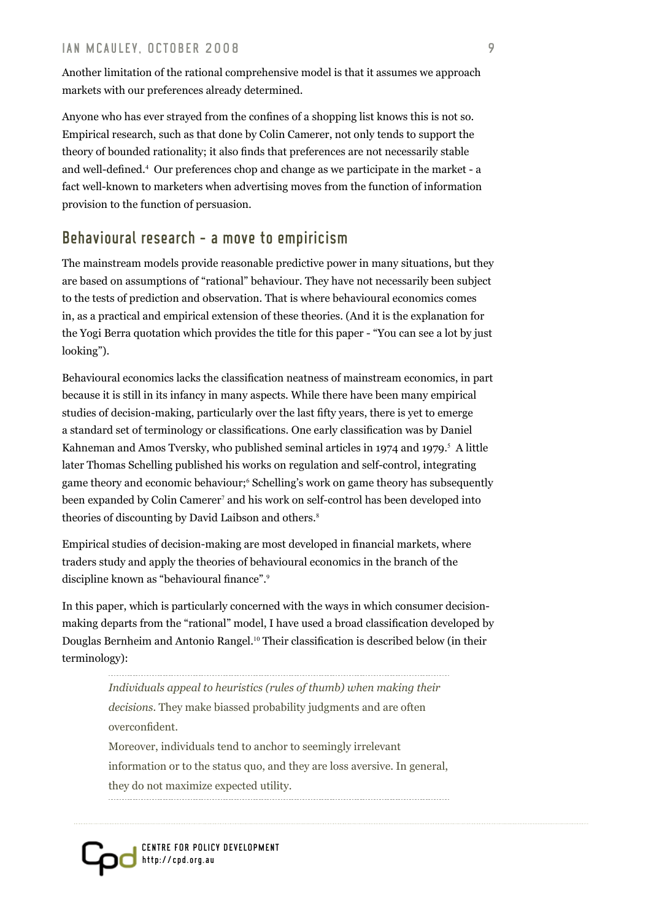Another limitation of the rational comprehensive model is that it assumes we approach markets with our preferences already determined.

Anyone who has ever strayed from the confines of a shopping list knows this is not so. Empirical research, such as that done by Colin Camerer, not only tends to support the theory of bounded rationality; it also finds that preferences are not necessarily stable and well-defined.[4] Our preferences chop and change as we participate in the market - a fact well-known to marketers when advertising moves from the function of information provision to the function of persuasion.

## Behavioural research - a move to empiricism

The mainstream models provide reasonable predictive power in many situations, but they are based on assumptions of "rational" behaviour. They have not necessarily been subject to the tests of prediction and observation. That is where behavioural economics comes in, as a practical and empirical extension of these theories. (And it is the explanation for the Yogi Berra quotation which provides the title for this paper - "You can see a lot by just looking").

Behavioural economics lacks the classification neatness of mainstream economics, in part because it is still in its infancy in many aspects. While there have been many empirical studies of decision-making, particularly over the last fifty years, there is yet to emerge a standard set of terminology or classifications. One early classification was by Daniel Kahneman and Amos Tversky, who published seminal articles in 1974 and 1979.[5] A little later Thomas Schelling published his works on regulation and self-control, integrating game theory and economic behaviour;[6] Schelling's work on game theory has subsequently been expanded by Colin Camerer[7] and his work on self-control has been developed into theories of discounting by David Laibson and others.[8]

Empirical studies of decision-making are most developed in financial markets, where traders study and apply the theories of behavioural economics in the branch of the discipline known as "behavioural finance".[9]

In this paper, which is particularly concerned with the ways in which consumer decision-making departs from the "rational" model, I have used a broad classification developed by Douglas Bernheim and Antonio Rangel.[10] Their classification is described below (in their terminology):

> *Individuals appeal to heuristics (rules of thumb) when making their decisions.* They make biassed probability judgments and are often overconfident.
>
> Moreover, individuals tend to anchor to seemingly irrelevant information or to the status quo, and they are loss aversive. In general, they do not maximize expected utility.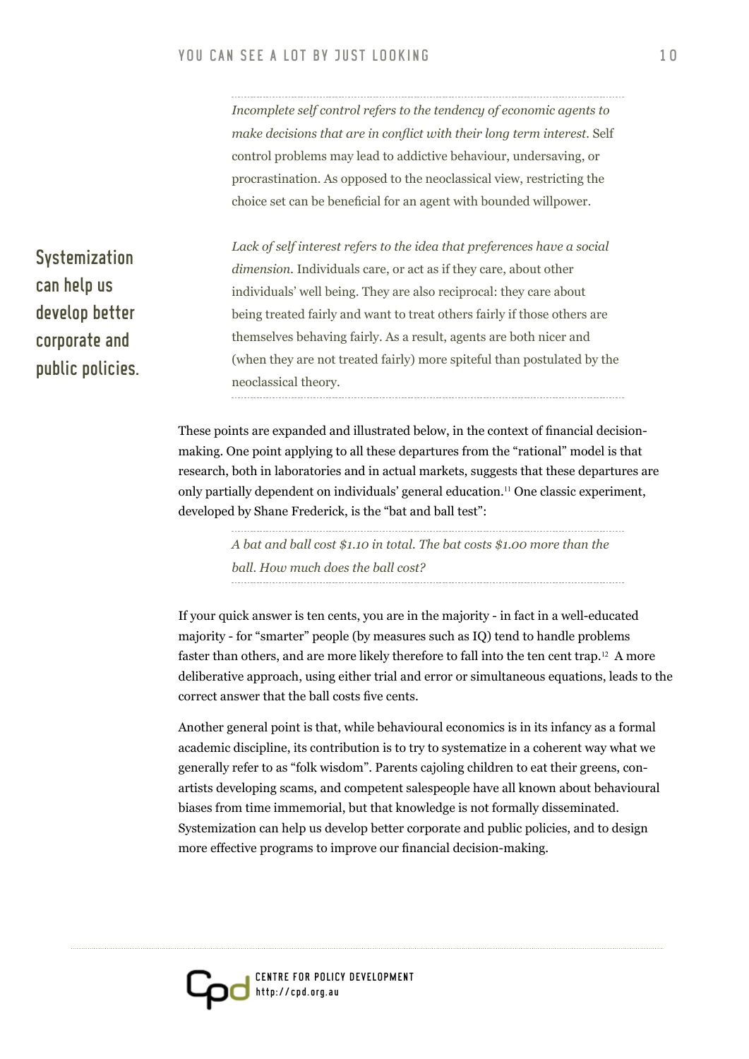*Incomplete self control refers to the tendency of economic agents to make decisions that are in conflict with their long term interest.* Self control problems may lead to addictive behaviour, undersaving, or procrastination. As opposed to the neoclassical view, restricting the choice set can be beneficial for an agent with bounded willpower.

**Systemization can help us develop better corporate and public policies.**

*Lack of self interest refers to the idea that preferences have a social dimension.* Individuals care, or act as if they care, about other individuals' well being. They are also reciprocal: they care about being treated fairly and want to treat others fairly if those others are themselves behaving fairly. As a result, agents are both nicer and (when they are not treated fairly) more spiteful than postulated by the neoclassical theory.

These points are expanded and illustrated below, in the context of financial decision-making. One point applying to all these departures from the "rational" model is that research, both in laboratories and in actual markets, suggests that these departures are only partially dependent on individuals' general education.[11] One classic experiment, developed by Shane Frederick, is the "bat and ball test":

> *A bat and ball cost $1.10 in total. The bat costs $1.00 more than the ball. How much does the ball cost?*

If your quick answer is ten cents, you are in the majority - in fact in a well-educated majority - for "smarter" people (by measures such as IQ) tend to handle problems faster than others, and are more likely therefore to fall into the ten cent trap.[12] A more deliberative approach, using either trial and error or simultaneous equations, leads to the correct answer that the ball costs five cents.

Another general point is that, while behavioural economics is in its infancy as a formal academic discipline, its contribution is to try to systematize in a coherent way what we generally refer to as "folk wisdom". Parents cajoling children to eat their greens, con-artists developing scams, and competent salespeople have all known about behavioural biases from time immemorial, but that knowledge is not formally disseminated. Systemization can help us develop better corporate and public policies, and to design more effective programs to improve our financial decision-making.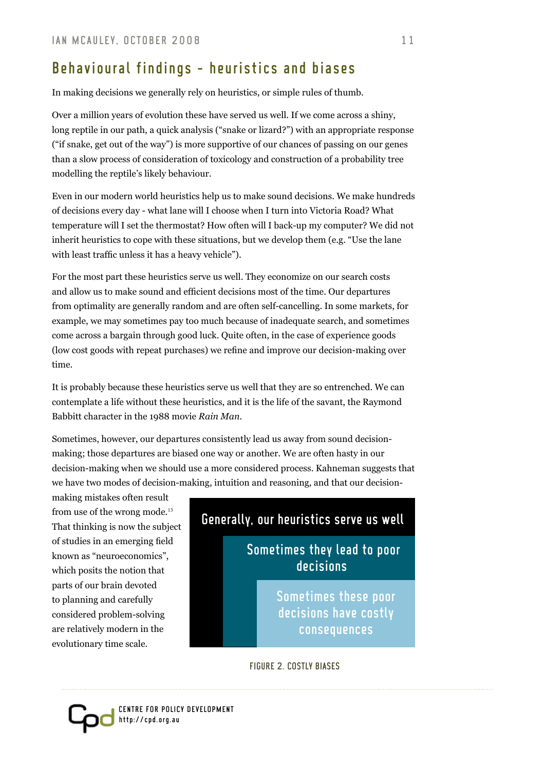## Behavioural findings - heuristics and biases

In making decisions we generally rely on heuristics, or simple rules of thumb.

Over a million years of evolution these have served us well. If we come across a shiny, long reptile in our path, a quick analysis ("snake or lizard?") with an appropriate response ("if snake, get out of the way") is more supportive of our chances of passing on our genes than a slow process of consideration of toxicology and construction of a probability tree modelling the reptile's likely behaviour.

Even in our modern world heuristics help us to make sound decisions. We make hundreds of decisions every day - what lane will I choose when I turn into Victoria Road? What temperature will I set the thermostat? How often will I back-up my computer? We did not inherit heuristics to cope with these situations, but we develop them (e.g. "Use the lane with least traffic unless it has a heavy vehicle").

For the most part these heuristics serve us well. They economize on our search costs and allow us to make sound and efficient decisions most of the time. Our departures from optimality are generally random and are often self-cancelling. In some markets, for example, we may sometimes pay too much because of inadequate search, and sometimes come across a bargain through good luck. Quite often, in the case of experience goods (low cost goods with repeat purchases) we refine and improve our decision-making over time.

It is probably because these heuristics serve us well that they are so entrenched. We can contemplate a life without these heuristics, and it is the life of the savant, the Raymond Babbitt character in the 1988 movie *Rain Man*.

Sometimes, however, our departures consistently lead us away from sound decision-making; those departures are biased one way or another. We are often hasty in our decision-making when we should use a more considered process. Kahneman suggests that we have two modes of decision-making, intuition and reasoning, and that our decision-making mistakes often result from use of the wrong mode.[13] That thinking is now the subject of studies in an emerging field known as "neuroeconomics", which posits the notion that parts of our brain devoted to planning and carefully considered problem-solving are relatively modern in the evolutionary time scale.

Generally, our heuristics serve us well

Sometimes they lead to poor decisions

Sometimes these poor decisions have costly consequences

FIGURE 2. COSTLY BIASES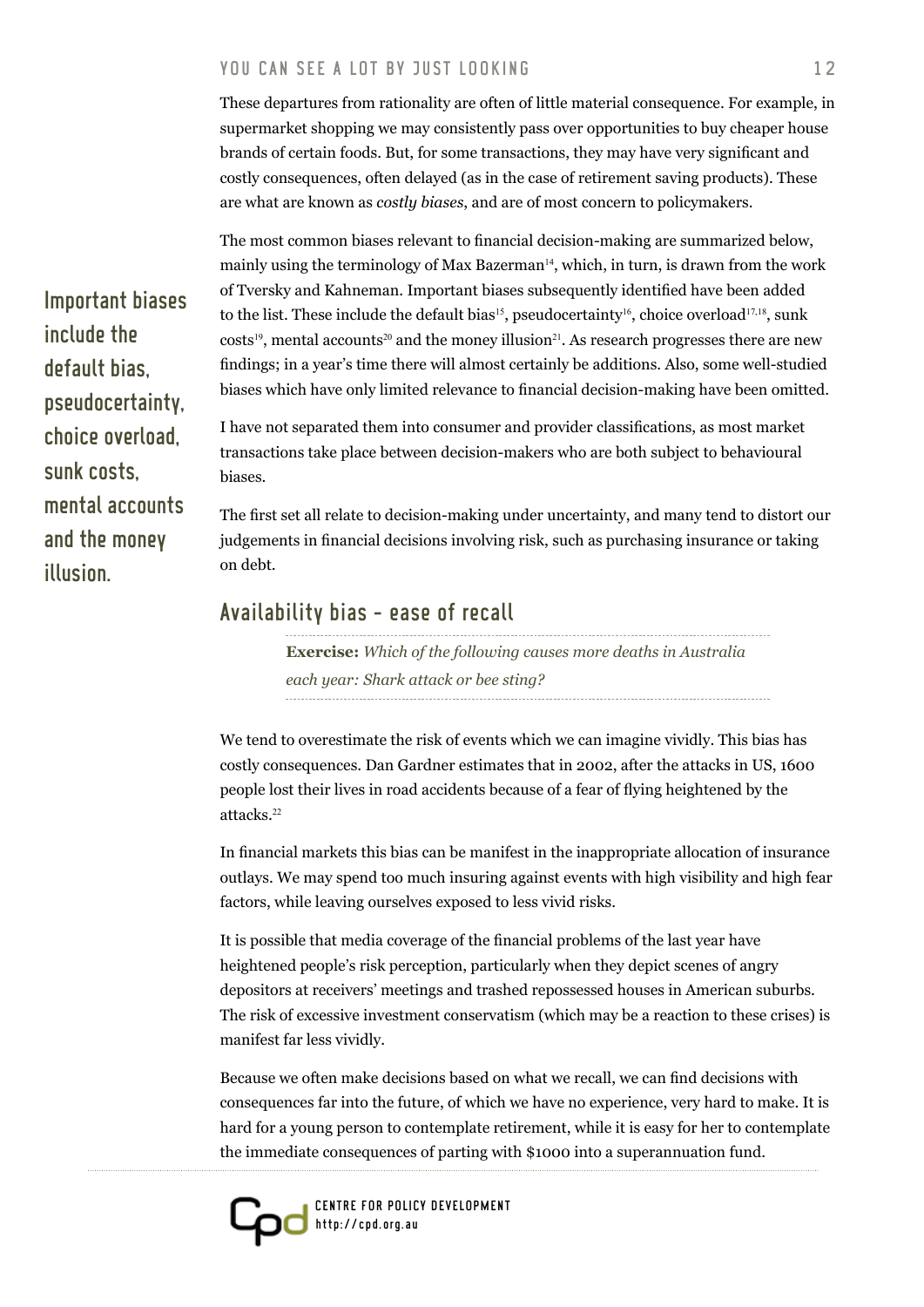These departures from rationality are often of little material consequence. For example, in supermarket shopping we may consistently pass over opportunities to buy cheaper house brands of certain foods. But, for some transactions, they may have very significant and costly consequences, often delayed (as in the case of retirement saving products). These are what are known as *costly biases*, and are of most concern to policymakers.

The most common biases relevant to financial decision-making are summarized below, mainly using the terminology of Max Bazerman[14], which, in turn, is drawn from the work of Tversky and Kahneman. Important biases subsequently identified have been added to the list. These include the default bias[15], pseudocertainty[16], choice overload[17,18], sunk costs[19], mental accounts[20] and the money illusion[21]. As research progresses there are new findings; in a year's time there will almost certainly be additions. Also, some well-studied biases which have only limited relevance to financial decision-making have been omitted.

**Important biases include the default bias, pseudocertainty, choice overload, sunk costs, mental accounts and the money illusion.**

I have not separated them into consumer and provider classifications, as most market transactions take place between decision-makers who are both subject to behavioural biases.

The first set all relate to decision-making under uncertainty, and many tend to distort our judgements in financial decisions involving risk, such as purchasing insurance or taking on debt.

## Availability bias – ease of recall

**Exercise:** *Which of the following causes more deaths in Australia each year: Shark attack or bee sting?*

We tend to overestimate the risk of events which we can imagine vividly. This bias has costly consequences. Dan Gardner estimates that in 2002, after the attacks in US, 1600 people lost their lives in road accidents because of a fear of flying heightened by the attacks.[22]

In financial markets this bias can be manifest in the inappropriate allocation of insurance outlays. We may spend too much insuring against events with high visibility and high fear factors, while leaving ourselves exposed to less vivid risks.

It is possible that media coverage of the financial problems of the last year have heightened people's risk perception, particularly when they depict scenes of angry depositors at receivers' meetings and trashed repossessed houses in American suburbs. The risk of excessive investment conservatism (which may be a reaction to these crises) is manifest far less vividly.

Because we often make decisions based on what we recall, we can find decisions with consequences far into the future, of which we have no experience, very hard to make. It is hard for a young person to contemplate retirement, while it is easy for her to contemplate the immediate consequences of parting with $1000 into a superannuation fund.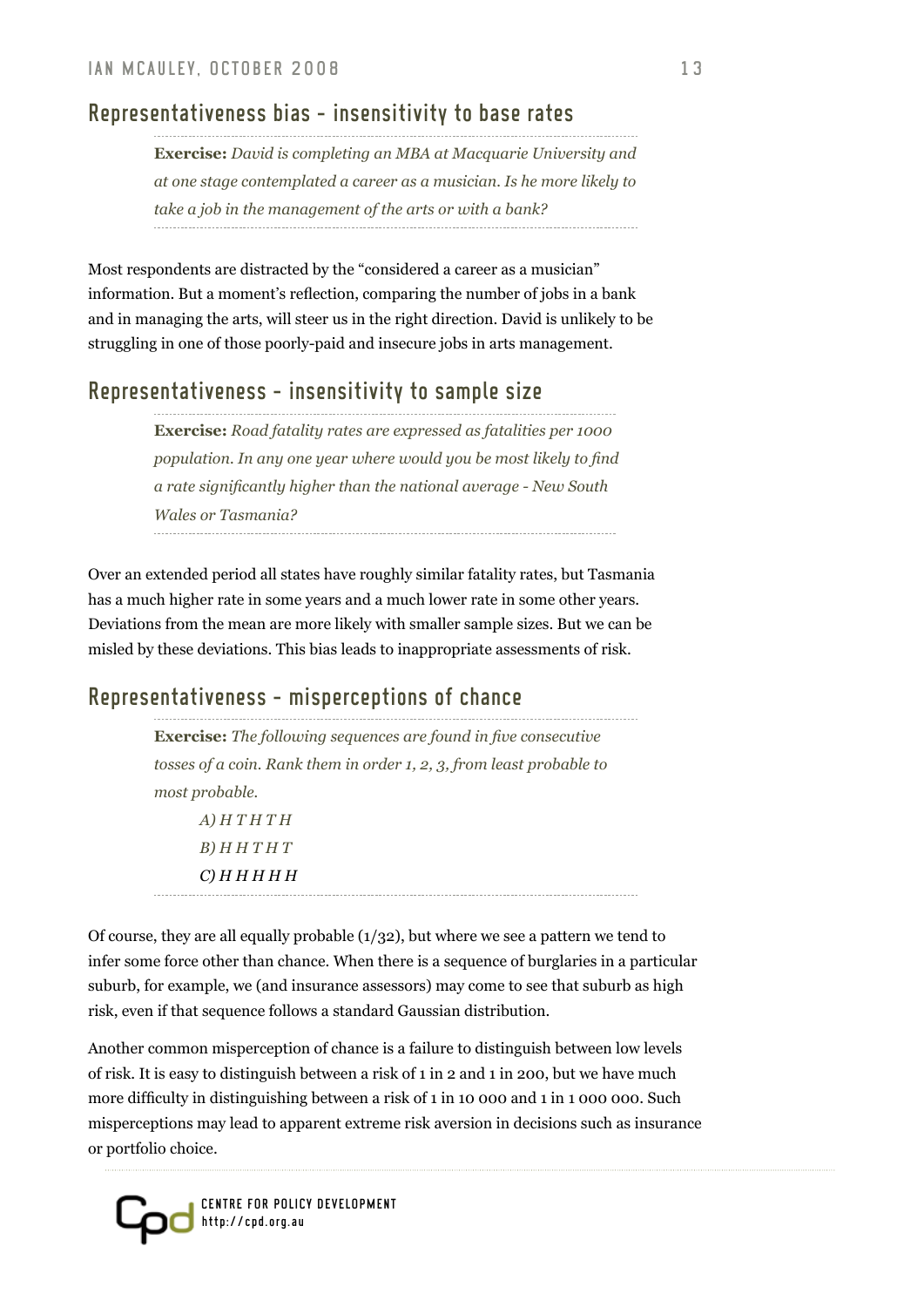## Representativeness bias - insensitivity to base rates

**Exercise:** *David is completing an MBA at Macquarie University and at one stage contemplated a career as a musician. Is he more likely to take a job in the management of the arts or with a bank?*

Most respondents are distracted by the "considered a career as a musician" information. But a moment's reflection, comparing the number of jobs in a bank and in managing the arts, will steer us in the right direction. David is unlikely to be struggling in one of those poorly-paid and insecure jobs in arts management.

## Representativeness - insensitivity to sample size

**Exercise:** *Road fatality rates are expressed as fatalities per 1000 population. In any one year where would you be most likely to find a rate significantly higher than the national average - New South Wales or Tasmania?*

Over an extended period all states have roughly similar fatality rates, but Tasmania has a much higher rate in some years and a much lower rate in some other years. Deviations from the mean are more likely with smaller sample sizes. But we can be misled by these deviations. This bias leads to inappropriate assessments of risk.

## Representativeness - misperceptions of chance

**Exercise:** *The following sequences are found in five consecutive tosses of a coin. Rank them in order 1, 2, 3, from least probable to most probable.*

*A) H T H T H*
*B) H H T H T*
*C) H H H H H*

Of course, they are all equally probable (1/32), but where we see a pattern we tend to infer some force other than chance. When there is a sequence of burglaries in a particular suburb, for example, we (and insurance assessors) may come to see that suburb as high risk, even if that sequence follows a standard Gaussian distribution.

Another common misperception of chance is a failure to distinguish between low levels of risk. It is easy to distinguish between a risk of 1 in 2 and 1 in 200, but we have much more difficulty in distinguishing between a risk of 1 in 10 000 and 1 in 1 000 000. Such misperceptions may lead to apparent extreme risk aversion in decisions such as insurance or portfolio choice.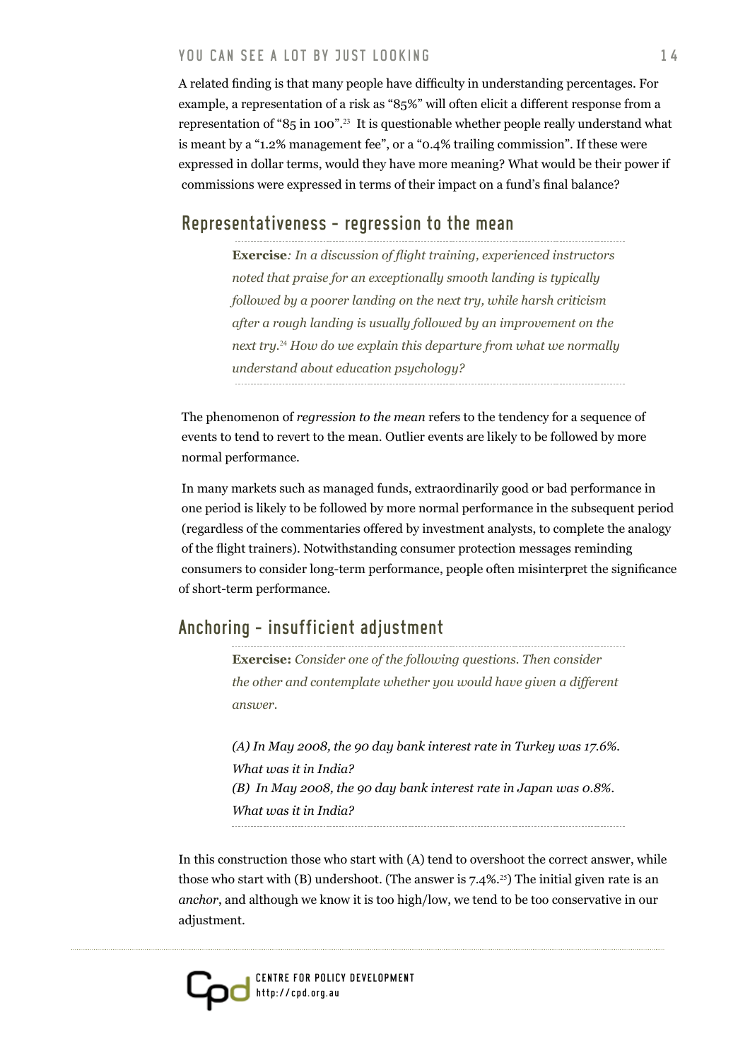A related finding is that many people have difficulty in understanding percentages. For example, a representation of a risk as "85%" will often elicit a different response from a representation of "85 in 100".[23] It is questionable whether people really understand what is meant by a "1.2% management fee", or a "0.4% trailing commission". If these were expressed in dollar terms, would they have more meaning? What would be their power if commissions were expressed in terms of their impact on a fund's final balance?

## Representativeness – regression to the mean

> **Exercise**: *In a discussion of flight training, experienced instructors noted that praise for an exceptionally smooth landing is typically followed by a poorer landing on the next try, while harsh criticism after a rough landing is usually followed by an improvement on the next try.[24] How do we explain this departure from what we normally understand about education psychology?*

The phenomenon of *regression to the mean* refers to the tendency for a sequence of events to tend to revert to the mean. Outlier events are likely to be followed by more normal performance.

In many markets such as managed funds, extraordinarily good or bad performance in one period is likely to be followed by more normal performance in the subsequent period (regardless of the commentaries offered by investment analysts, to complete the analogy of the flight trainers). Notwithstanding consumer protection messages reminding consumers to consider long-term performance, people often misinterpret the significance of short-term performance.

## Anchoring – insufficient adjustment

> **Exercise:** *Consider one of the following questions. Then consider the other and contemplate whether you would have given a different answer.*
>
> *(A) In May 2008, the 90 day bank interest rate in Turkey was 17.6%. What was it in India?*
> *(B) In May 2008, the 90 day bank interest rate in Japan was 0.8%. What was it in India?*

In this construction those who start with (A) tend to overshoot the correct answer, while those who start with (B) undershoot. (The answer is 7.4%.[25]) The initial given rate is an *anchor*, and although we know it is too high/low, we tend to be too conservative in our adjustment.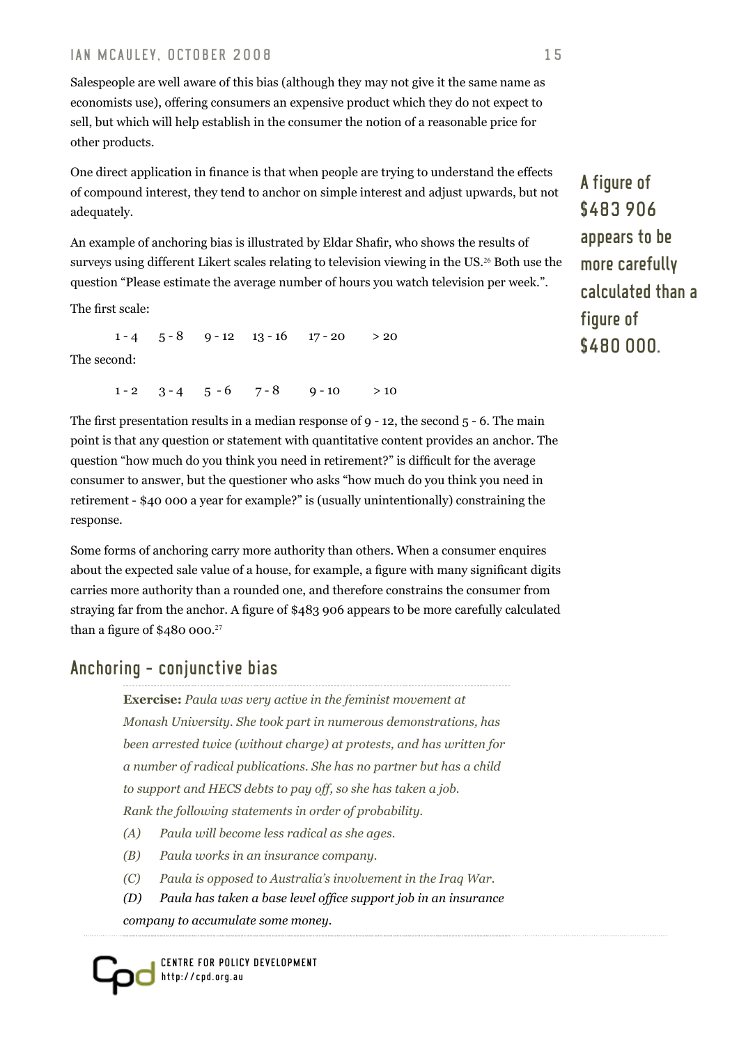Salespeople are well aware of this bias (although they may not give it the same name as economists use), offering consumers an expensive product which they do not expect to sell, but which will help establish in the consumer the notion of a reasonable price for other products.

One direct application in finance is that when people are trying to understand the effects of compound interest, they tend to anchor on simple interest and adjust upwards, but not adequately.

**A figure of $483 906 appears to be more carefully calculated than a figure of $480 000.**

An example of anchoring bias is illustrated by Eldar Shafir, who shows the results of surveys using different Likert scales relating to television viewing in the US.[26] Both use the question "Please estimate the average number of hours you watch television per week.".

The first scale:

| 1 - 4 | 5 - 8 | 9 - 12 | 13 - 16 | 17 - 20 | > 20 |
|---|---|---|---|---|---|

The second:

| 1 - 2 | 3 - 4 | 5 - 6 | 7 - 8 | 9 - 10 | > 10 |
|---|---|---|---|---|---|

The first presentation results in a median response of 9 - 12, the second 5 - 6. The main point is that any question or statement with quantitative content provides an anchor. The question "how much do you think you need in retirement?" is difficult for the average consumer to answer, but the questioner who asks "how much do you think you need in retirement - $40 000 a year for example?" is (usually unintentionally) constraining the response.

Some forms of anchoring carry more authority than others. When a consumer enquires about the expected sale value of a house, for example, a figure with many significant digits carries more authority than a rounded one, and therefore constrains the consumer from straying far from the anchor. A figure of $483 906 appears to be more carefully calculated than a figure of $480 000.[27]

## Anchoring – conjunctive bias

**Exercise:** *Paula was very active in the feminist movement at Monash University. She took part in numerous demonstrations, has been arrested twice (without charge) at protests, and has written for a number of radical publications. She has no partner but has a child to support and HECS debts to pay off, so she has taken a job. Rank the following statements in order of probability.*

*(A) Paula will become less radical as she ages.*

*(B) Paula works in an insurance company.*

*(C) Paula is opposed to Australia's involvement in the Iraq War.*

*(D) Paula has taken a base level office support job in an insurance company to accumulate some money.*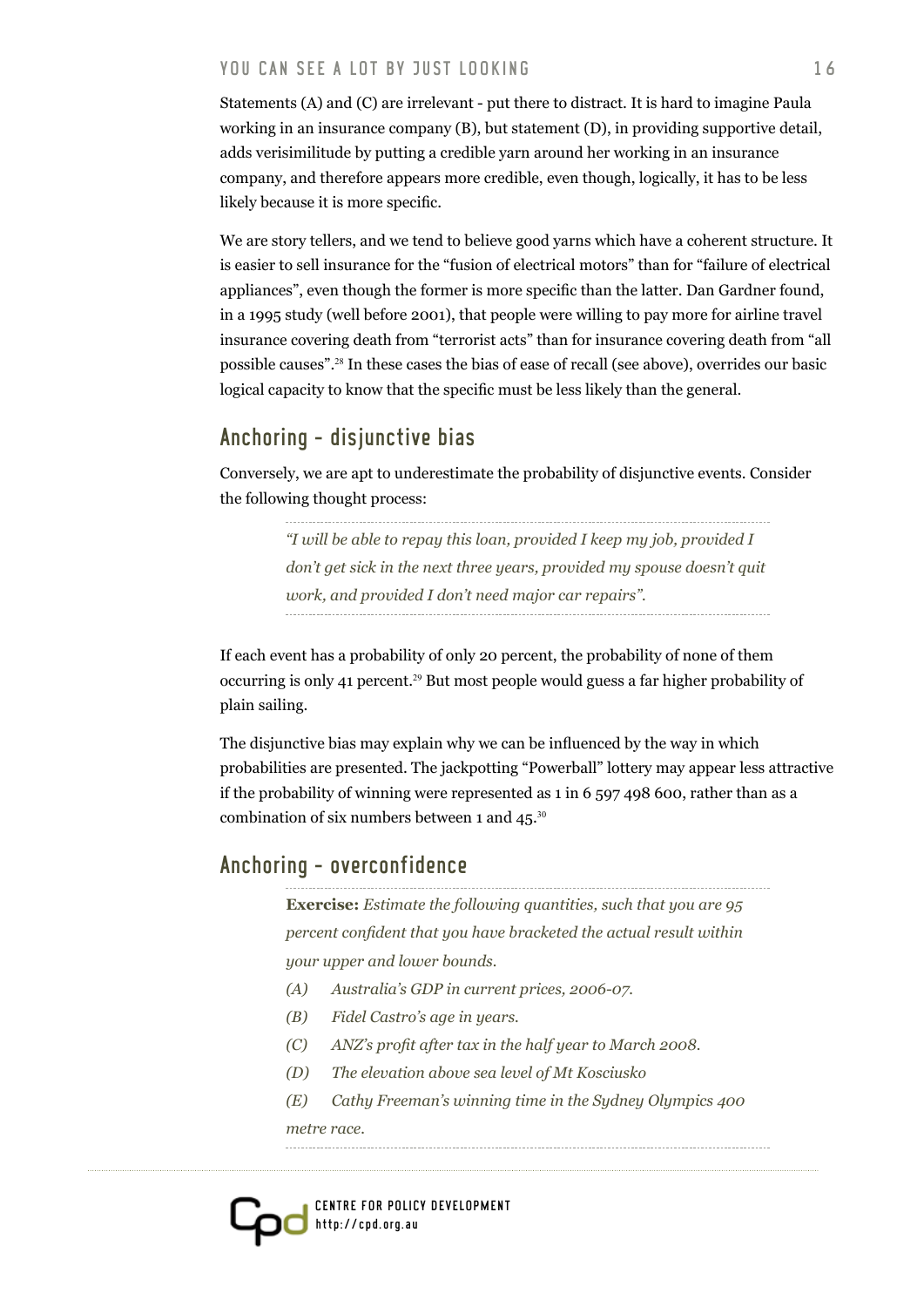Statements (A) and (C) are irrelevant - put there to distract. It is hard to imagine Paula working in an insurance company (B), but statement (D), in providing supportive detail, adds verisimilitude by putting a credible yarn around her working in an insurance company, and therefore appears more credible, even though, logically, it has to be less likely because it is more specific.

We are story tellers, and we tend to believe good yarns which have a coherent structure. It is easier to sell insurance for the "fusion of electrical motors" than for "failure of electrical appliances", even though the former is more specific than the latter. Dan Gardner found, in a 1995 study (well before 2001), that people were willing to pay more for airline travel insurance covering death from "terrorist acts" than for insurance covering death from "all possible causes".[28] In these cases the bias of ease of recall (see above), overrides our basic logical capacity to know that the specific must be less likely than the general.

## Anchoring - disjunctive bias

Conversely, we are apt to underestimate the probability of disjunctive events. Consider the following thought process:

> *"I will be able to repay this loan, provided I keep my job, provided I don't get sick in the next three years, provided my spouse doesn't quit work, and provided I don't need major car repairs".*

If each event has a probability of only 20 percent, the probability of none of them occurring is only 41 percent.[29] But most people would guess a far higher probability of plain sailing.

The disjunctive bias may explain why we can be influenced by the way in which probabilities are presented. The jackpotting "Powerball" lottery may appear less attractive if the probability of winning were represented as 1 in 6 597 498 600, rather than as a combination of six numbers between 1 and 45.[30]

## Anchoring - overconfidence

> **Exercise:** *Estimate the following quantities, such that you are 95 percent confident that you have bracketed the actual result within your upper and lower bounds.*
>
> *(A) Australia's GDP in current prices, 2006-07.*
>
> *(B) Fidel Castro's age in years.*
>
> *(C) ANZ's profit after tax in the half year to March 2008.*
>
> *(D) The elevation above sea level of Mt Kosciusko*
>
> *(E) Cathy Freeman's winning time in the Sydney Olympics 400 metre race.*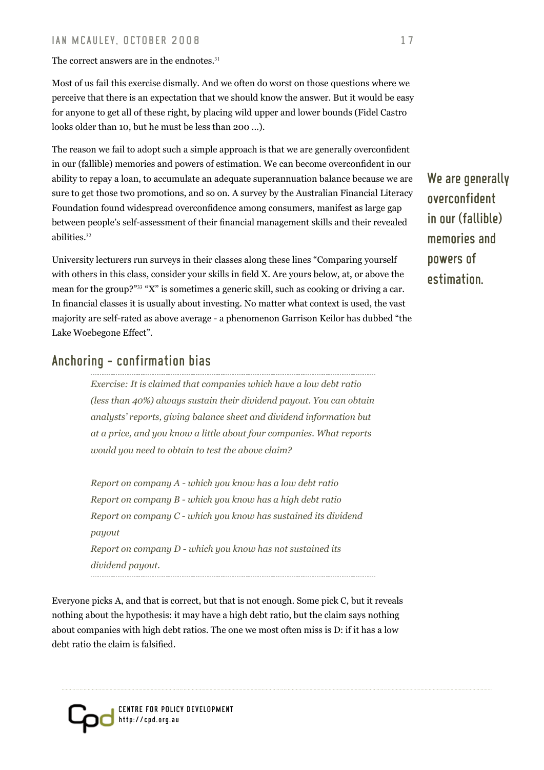The correct answers are in the endnotes.[31]

Most of us fail this exercise dismally. And we often do worst on those questions where we perceive that there is an expectation that we should know the answer. But it would be easy for anyone to get all of these right, by placing wild upper and lower bounds (Fidel Castro looks older than 10, but he must be less than 200 ...).

The reason we fail to adopt such a simple approach is that we are generally overconfident in our (fallible) memories and powers of estimation. We can become overconfident in our ability to repay a loan, to accumulate an adequate superannuation balance because we are sure to get those two promotions, and so on. A survey by the Australian Financial Literacy Foundation found widespread overconfidence among consumers, manifest as large gap between people's self-assessment of their financial management skills and their revealed abilities.[32]

**We are generally overconfident in our (fallible) memories and powers of estimation.**

University lecturers run surveys in their classes along these lines "Comparing yourself with others in this class, consider your skills in field X. Are yours below, at, or above the mean for the group?"[33] "X" is sometimes a generic skill, such as cooking or driving a car. In financial classes it is usually about investing. No matter what context is used, the vast majority are self-rated as above average - a phenomenon Garrison Keilor has dubbed "the Lake Woebegone Effect".

## Anchoring – confirmation bias

*Exercise: It is claimed that companies which have a low debt ratio (less than 40%) always sustain their dividend payout. You can obtain analysts' reports, giving balance sheet and dividend information but at a price, and you know a little about four companies. What reports would you need to obtain to test the above claim?*

*Report on company A - which you know has a low debt ratio*
*Report on company B - which you know has a high debt ratio*
*Report on company C - which you know has sustained its dividend payout*
*Report on company D - which you know has not sustained its dividend payout.*

Everyone picks A, and that is correct, but that is not enough. Some pick C, but it reveals nothing about the hypothesis: it may have a high debt ratio, but the claim says nothing about companies with high debt ratios. The one we most often miss is D: if it has a low debt ratio the claim is falsified.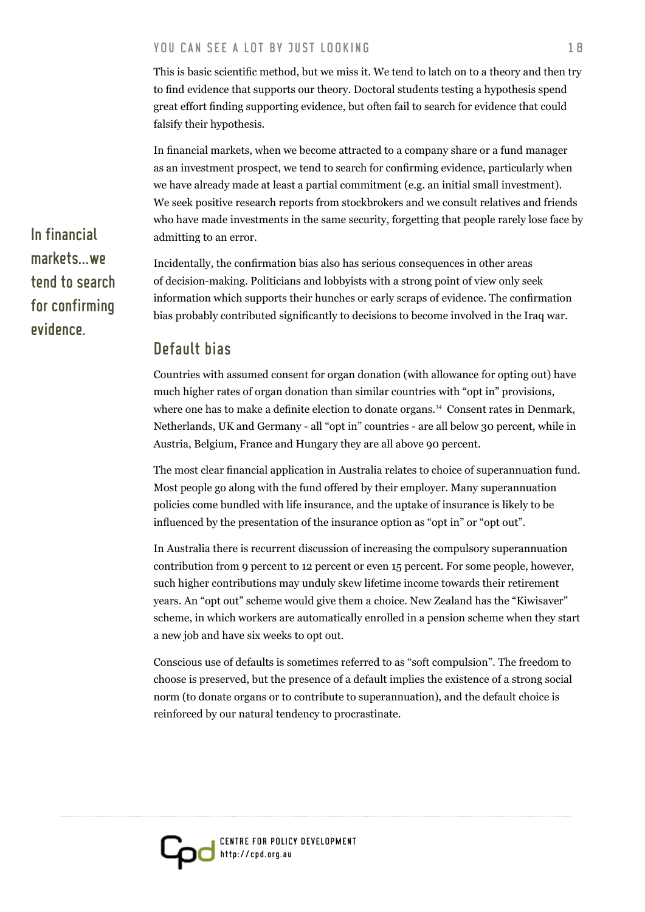This is basic scientific method, but we miss it. We tend to latch on to a theory and then try to find evidence that supports our theory. Doctoral students testing a hypothesis spend great effort finding supporting evidence, but often fail to search for evidence that could falsify their hypothesis.

In financial markets, when we become attracted to a company share or a fund manager as an investment prospect, we tend to search for confirming evidence, particularly when we have already made at least a partial commitment (e.g. an initial small investment). We seek positive research reports from stockbrokers and we consult relatives and friends who have made investments in the same security, forgetting that people rarely lose face by admitting to an error.

> **In financial markets...we tend to search for confirming evidence.**

Incidentally, the confirmation bias also has serious consequences in other areas of decision-making. Politicians and lobbyists with a strong point of view only seek information which supports their hunches or early scraps of evidence. The confirmation bias probably contributed significantly to decisions to become involved in the Iraq war.

## Default bias

Countries with assumed consent for organ donation (with allowance for opting out) have much higher rates of organ donation than similar countries with "opt in" provisions, where one has to make a definite election to donate organs.[34] Consent rates in Denmark, Netherlands, UK and Germany - all "opt in" countries - are all below 30 percent, while in Austria, Belgium, France and Hungary they are all above 90 percent.

The most clear financial application in Australia relates to choice of superannuation fund. Most people go along with the fund offered by their employer. Many superannuation policies come bundled with life insurance, and the uptake of insurance is likely to be influenced by the presentation of the insurance option as "opt in" or "opt out".

In Australia there is recurrent discussion of increasing the compulsory superannuation contribution from 9 percent to 12 percent or even 15 percent. For some people, however, such higher contributions may unduly skew lifetime income towards their retirement years. An "opt out" scheme would give them a choice. New Zealand has the "Kiwisaver" scheme, in which workers are automatically enrolled in a pension scheme when they start a new job and have six weeks to opt out.

Conscious use of defaults is sometimes referred to as "soft compulsion". The freedom to choose is preserved, but the presence of a default implies the existence of a strong social norm (to donate organs or to contribute to superannuation), and the default choice is reinforced by our natural tendency to procrastinate.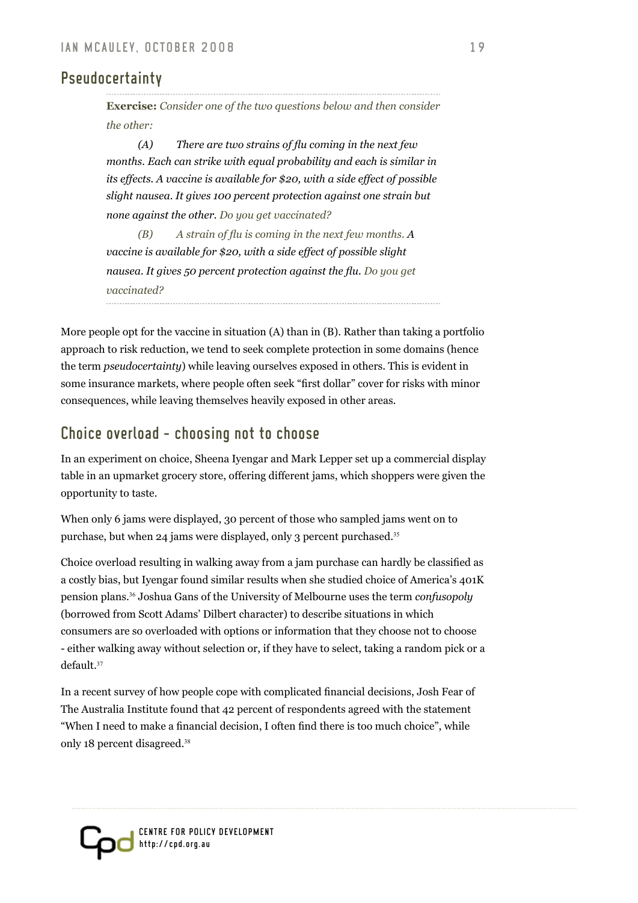## Pseudocertainty

**Exercise:** *Consider one of the two questions below and then consider the other:*

*(A) There are two strains of flu coming in the next few months. Each can strike with equal probability and each is similar in its effects. A vaccine is available for $20, with a side effect of possible slight nausea. It gives 100 percent protection against one strain but none against the other. Do you get vaccinated?*

*(B) A strain of flu is coming in the next few months. A vaccine is available for $20, with a side effect of possible slight nausea. It gives 50 percent protection against the flu. Do you get vaccinated?*

More people opt for the vaccine in situation (A) than in (B). Rather than taking a portfolio approach to risk reduction, we tend to seek complete protection in some domains (hence the term *pseudocertainty*) while leaving ourselves exposed in others. This is evident in some insurance markets, where people often seek "first dollar" cover for risks with minor consequences, while leaving themselves heavily exposed in other areas.

## Choice overload – choosing not to choose

In an experiment on choice, Sheena Iyengar and Mark Lepper set up a commercial display table in an upmarket grocery store, offering different jams, which shoppers were given the opportunity to taste.

When only 6 jams were displayed, 30 percent of those who sampled jams went on to purchase, but when 24 jams were displayed, only 3 percent purchased.[35]

Choice overload resulting in walking away from a jam purchase can hardly be classified as a costly bias, but Iyengar found similar results when she studied choice of America's 401K pension plans.[36] Joshua Gans of the University of Melbourne uses the term *confusopoly* (borrowed from Scott Adams' Dilbert character) to describe situations in which consumers are so overloaded with options or information that they choose not to choose - either walking away without selection or, if they have to select, taking a random pick or a default.[37]

In a recent survey of how people cope with complicated financial decisions, Josh Fear of The Australia Institute found that 42 percent of respondents agreed with the statement "When I need to make a financial decision, I often find there is too much choice", while only 18 percent disagreed.[38]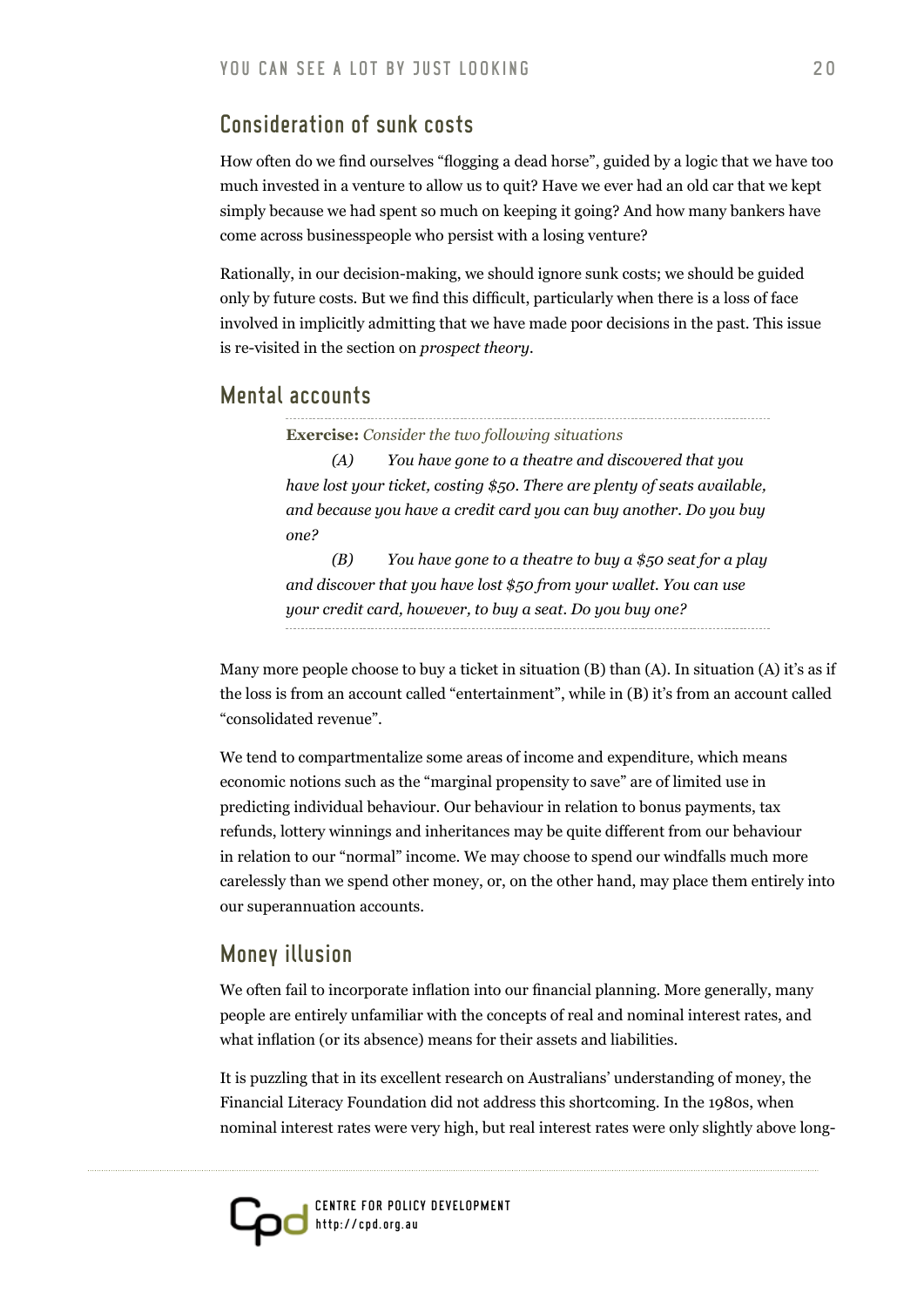## Consideration of sunk costs

How often do we find ourselves "flogging a dead horse", guided by a logic that we have too much invested in a venture to allow us to quit? Have we ever had an old car that we kept simply because we had spent so much on keeping it going? And how many bankers have come across businesspeople who persist with a losing venture?

Rationally, in our decision-making, we should ignore sunk costs; we should be guided only by future costs. But we find this difficult, particularly when there is a loss of face involved in implicitly admitting that we have made poor decisions in the past. This issue is re-visited in the section on *prospect theory*.

## Mental accounts

**Exercise:** *Consider the two following situations*

*(A) You have gone to a theatre and discovered that you have lost your ticket, costing $50. There are plenty of seats available, and because you have a credit card you can buy another. Do you buy one?*

*(B) You have gone to a theatre to buy a $50 seat for a play and discover that you have lost $50 from your wallet. You can use your credit card, however, to buy a seat. Do you buy one?*

Many more people choose to buy a ticket in situation (B) than (A). In situation (A) it's as if the loss is from an account called "entertainment", while in (B) it's from an account called "consolidated revenue".

We tend to compartmentalize some areas of income and expenditure, which means economic notions such as the "marginal propensity to save" are of limited use in predicting individual behaviour. Our behaviour in relation to bonus payments, tax refunds, lottery winnings and inheritances may be quite different from our behaviour in relation to our "normal" income. We may choose to spend our windfalls much more carelessly than we spend other money, or, on the other hand, may place them entirely into our superannuation accounts.

## Money illusion

We often fail to incorporate inflation into our financial planning. More generally, many people are entirely unfamiliar with the concepts of real and nominal interest rates, and what inflation (or its absence) means for their assets and liabilities.

It is puzzling that in its excellent research on Australians' understanding of money, the Financial Literacy Foundation did not address this shortcoming. In the 1980s, when nominal interest rates were very high, but real interest rates were only slightly above long-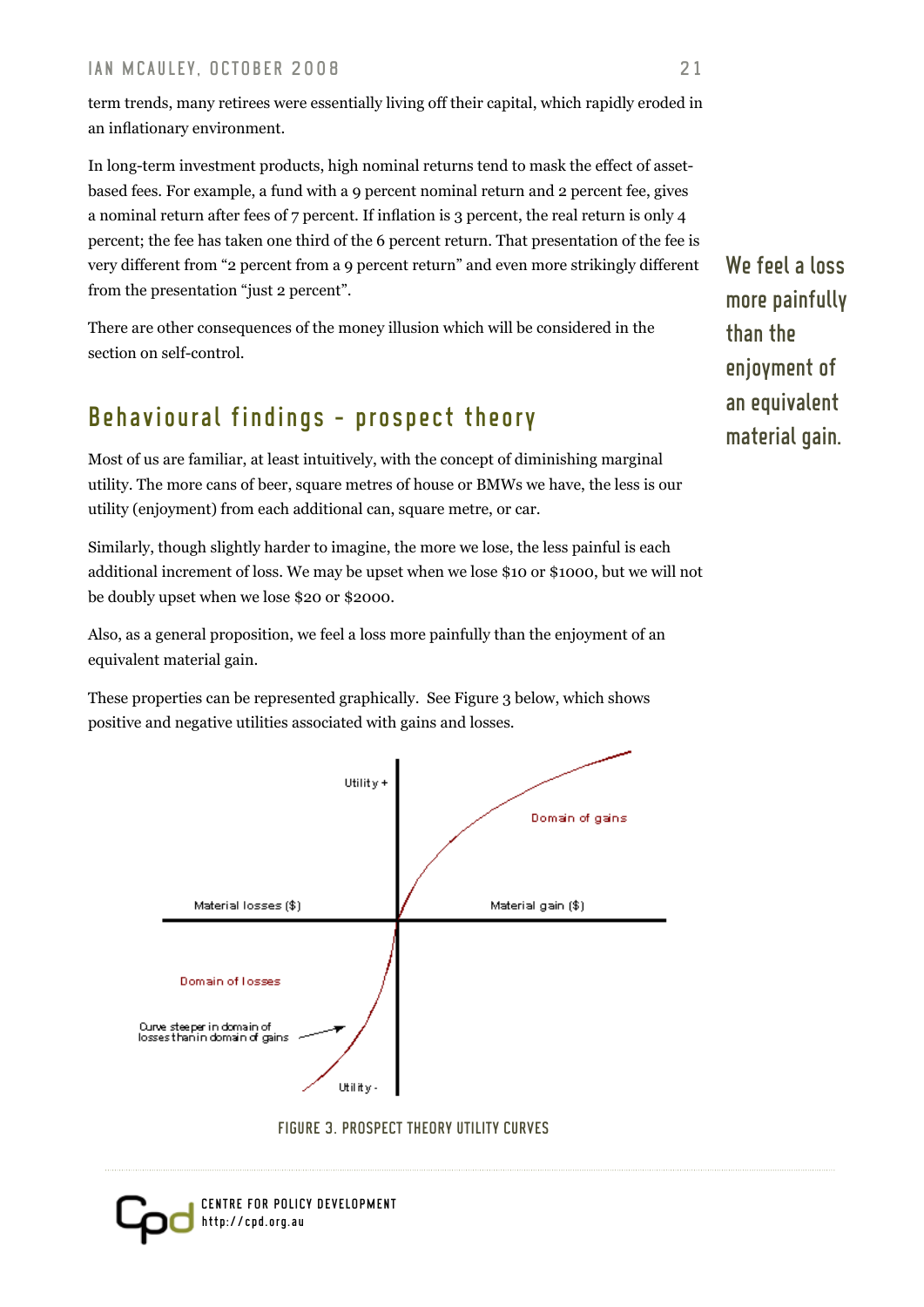term trends, many retirees were essentially living off their capital, which rapidly eroded in an inflationary environment.

In long-term investment products, high nominal returns tend to mask the effect of asset-based fees. For example, a fund with a 9 percent nominal return and 2 percent fee, gives a nominal return after fees of 7 percent. If inflation is 3 percent, the real return is only 4 percent; the fee has taken one third of the 6 percent return. That presentation of the fee is very different from "2 percent from a 9 percent return" and even more strikingly different from the presentation "just 2 percent".

There are other consequences of the money illusion which will be considered in the section on self-control.

**We feel a loss more painfully than the enjoyment of an equivalent material gain.**

## Behavioural findings - prospect theory

Most of us are familiar, at least intuitively, with the concept of diminishing marginal utility. The more cans of beer, square metres of house or BMWs we have, the less is our utility (enjoyment) from each additional can, square metre, or car.

Similarly, though slightly harder to imagine, the more we lose, the less painful is each additional increment of loss. We may be upset when we lose $10 or $1000, but we will not be doubly upset when we lose $20 or $2000.

Also, as a general proposition, we feel a loss more painfully than the enjoyment of an equivalent material gain.

These properties can be represented graphically. See Figure 3 below, which shows positive and negative utilities associated with gains and losses.

FIGURE 3. PROSPECT THEORY UTILITY CURVES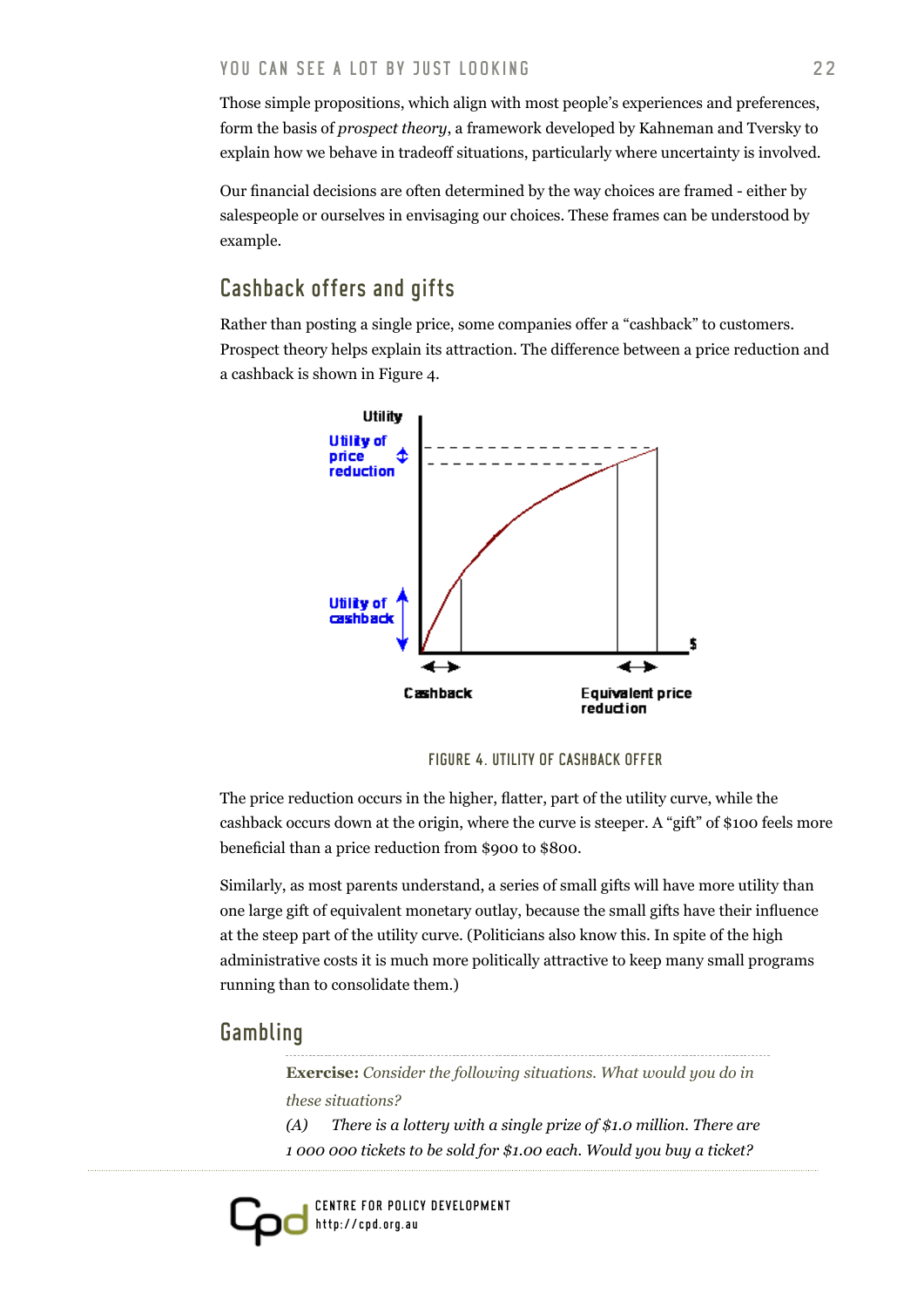Those simple propositions, which align with most people's experiences and preferences, form the basis of *prospect theory*, a framework developed by Kahneman and Tversky to explain how we behave in tradeoff situations, particularly where uncertainty is involved.

Our financial decisions are often determined by the way choices are framed - either by salespeople or ourselves in envisaging our choices. These frames can be understood by example.

## Cashback offers and gifts

Rather than posting a single price, some companies offer a "cashback" to customers. Prospect theory helps explain its attraction. The difference between a price reduction and a cashback is shown in Figure 4.

FIGURE 4. UTILITY OF CASHBACK OFFER

The price reduction occurs in the higher, flatter, part of the utility curve, while the cashback occurs down at the origin, where the curve is steeper. A "gift" of \$100 feels more beneficial than a price reduction from \$900 to \$800.

Similarly, as most parents understand, a series of small gifts will have more utility than one large gift of equivalent monetary outlay, because the small gifts have their influence at the steep part of the utility curve. (Politicians also know this. In spite of the high administrative costs it is much more politically attractive to keep many small programs running than to consolidate them.)

## Gambling

**Exercise:** *Consider the following situations. What would you do in these situations?*

*(A) There is a lottery with a single prize of \$1.0 million. There are 1 000 000 tickets to be sold for \$1.00 each. Would you buy a ticket?*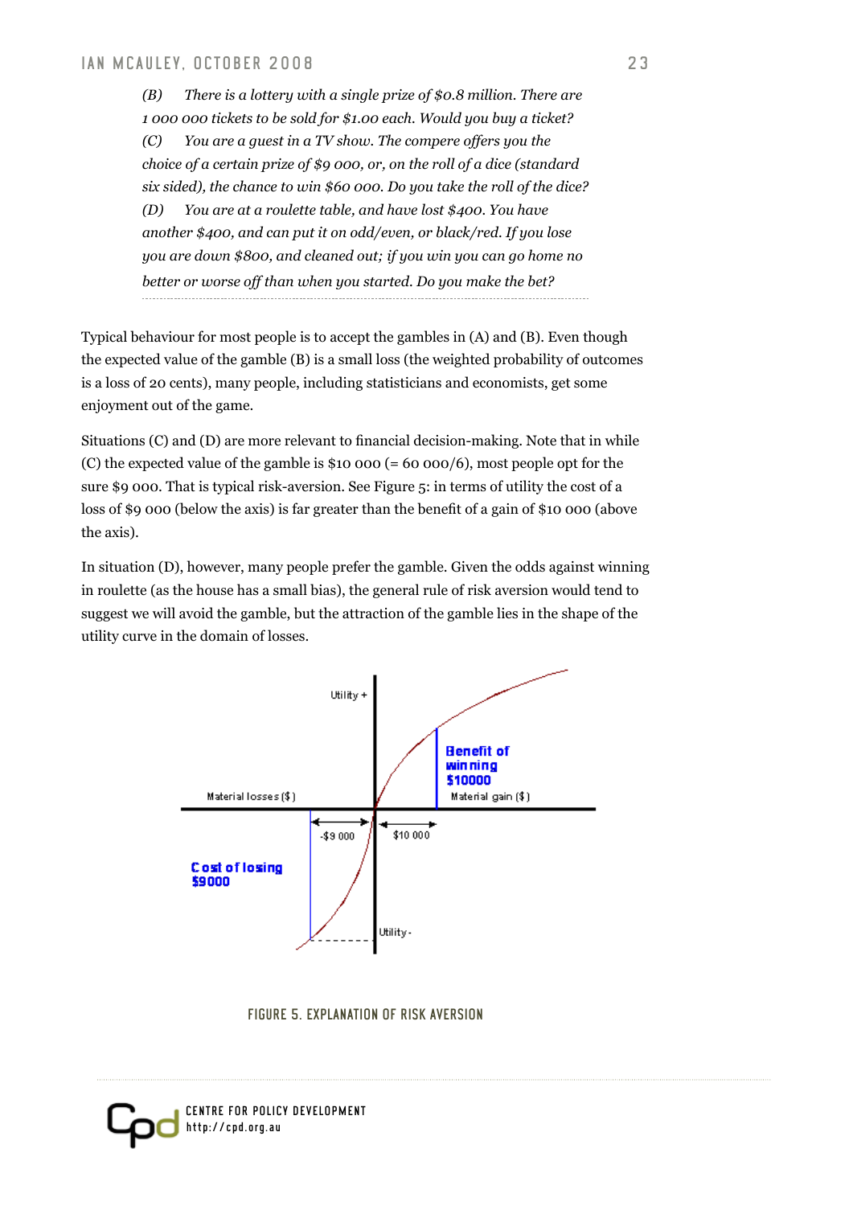*(B) There is a lottery with a single prize of $0.8 million. There are 1 000 000 tickets to be sold for $1.00 each. Would you buy a ticket?*

*(C) You are a guest in a TV show. The compere offers you the choice of a certain prize of $9 000, or, on the roll of a dice (standard six sided), the chance to win $60 000. Do you take the roll of the dice?*

*(D) You are at a roulette table, and have lost $400. You have another $400, and can put it on odd/even, or black/red. If you lose you are down $800, and cleaned out; if you win you can go home no better or worse off than when you started. Do you make the bet?*

Typical behaviour for most people is to accept the gambles in (A) and (B). Even though the expected value of the gamble (B) is a small loss (the weighted probability of outcomes is a loss of 20 cents), many people, including statisticians and economists, get some enjoyment out of the game.

Situations (C) and (D) are more relevant to financial decision-making. Note that in while (C) the expected value of the gamble is $10 000 (= 60 000/6), most people opt for the sure $9 000. That is typical risk-aversion. See Figure 5: in terms of utility the cost of a loss of $9 000 (below the axis) is far greater than the benefit of a gain of $10 000 (above the axis).

In situation (D), however, many people prefer the gamble. Given the odds against winning in roulette (as the house has a small bias), the general rule of risk aversion would tend to suggest we will avoid the gamble, but the attraction of the gamble lies in the shape of the utility curve in the domain of losses.

FIGURE 5. EXPLANATION OF RISK AVERSION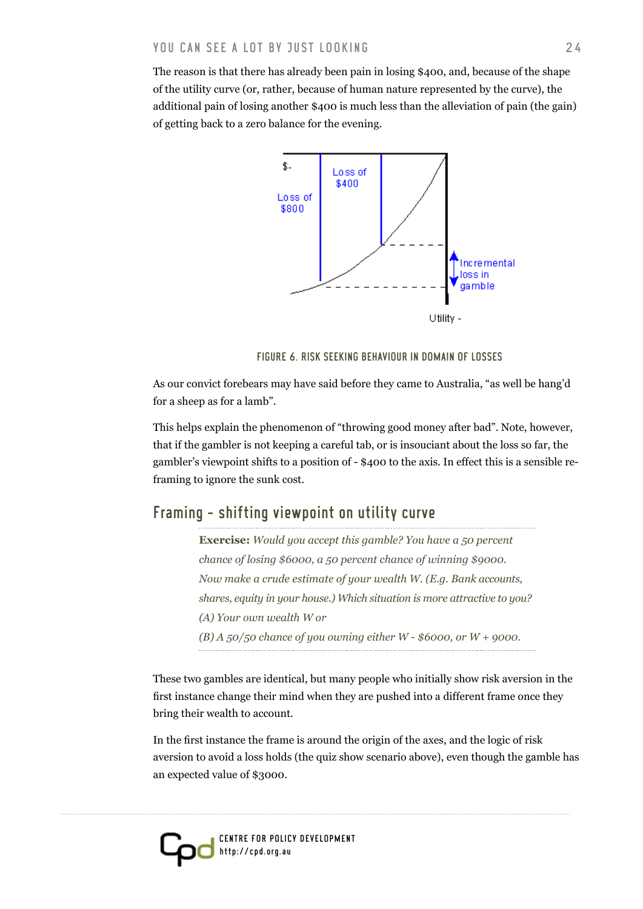The reason is that there has already been pain in losing $400, and, because of the shape of the utility curve (or, rather, because of human nature represented by the curve), the additional pain of losing another $400 is much less than the alleviation of pain (the gain) of getting back to a zero balance for the evening.

FIGURE 6. RISK SEEKING BEHAVIOUR IN DOMAIN OF LOSSES

As our convict forebears may have said before they came to Australia, "as well be hang'd for a sheep as for a lamb".

This helps explain the phenomenon of "throwing good money after bad". Note, however, that if the gambler is not keeping a careful tab, or is insouciant about the loss so far, the gambler's viewpoint shifts to a position of - $400 to the axis. In effect this is a sensible re-framing to ignore the sunk cost.

## Framing – shifting viewpoint on utility curve

> **Exercise:** *Would you accept this gamble? You have a 50 percent chance of losing $6000, a 50 percent chance of winning $9000. Now make a crude estimate of your wealth W. (E.g. Bank accounts, shares, equity in your house.) Which situation is more attractive to you?*
>
> *(A) Your own wealth W or*
>
> *(B) A 50/50 chance of you owning either W - $6000, or W + 9000.*

These two gambles are identical, but many people who initially show risk aversion in the first instance change their mind when they are pushed into a different frame once they bring their wealth to account.

In the first instance the frame is around the origin of the axes, and the logic of risk aversion to avoid a loss holds (the quiz show scenario above), even though the gamble has an expected value of $3000.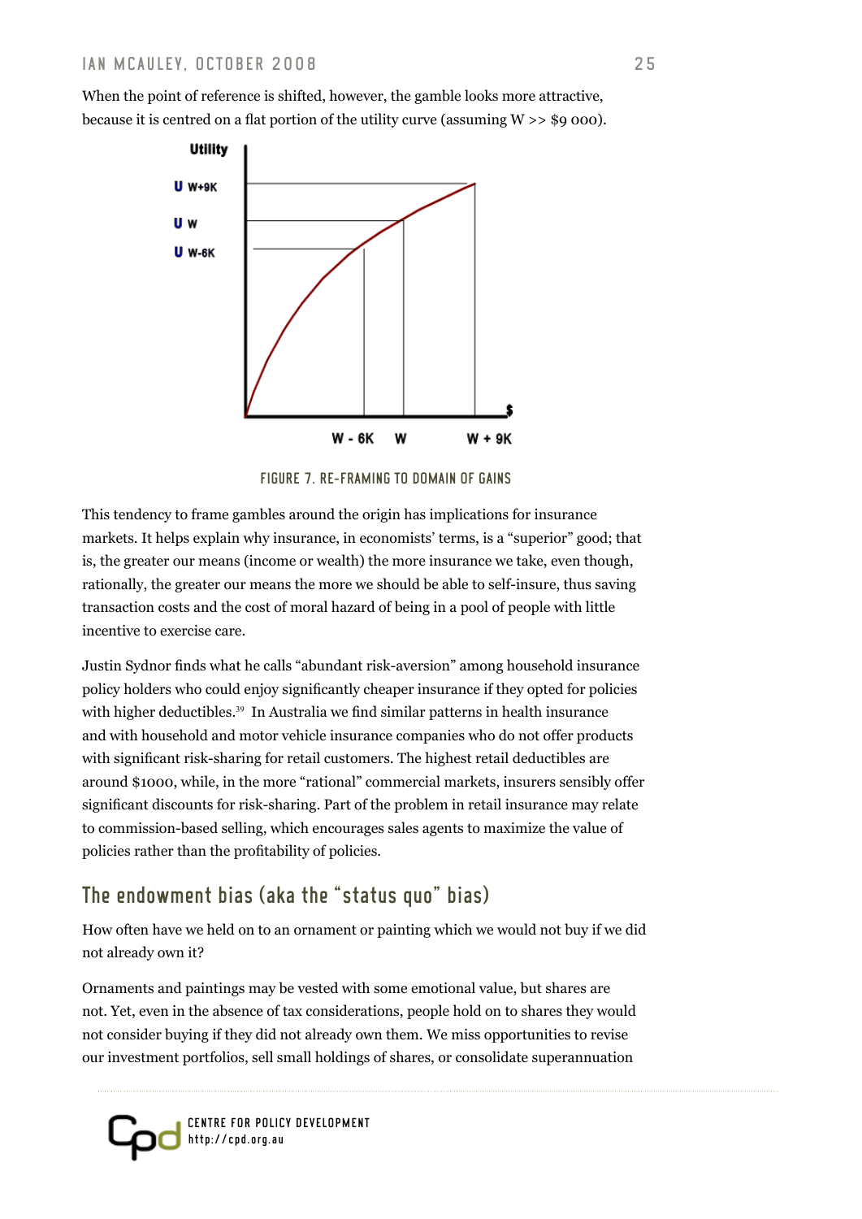When the point of reference is shifted, however, the gamble looks more attractive, because it is centred on a flat portion of the utility curve (assuming W >> $9 000).

FIGURE 7. RE-FRAMING TO DOMAIN OF GAINS

This tendency to frame gambles around the origin has implications for insurance markets. It helps explain why insurance, in economists' terms, is a "superior" good; that is, the greater our means (income or wealth) the more insurance we take, even though, rationally, the greater our means the more we should be able to self-insure, thus saving transaction costs and the cost of moral hazard of being in a pool of people with little incentive to exercise care.

Justin Sydnor finds what he calls "abundant risk-aversion" among household insurance policy holders who could enjoy significantly cheaper insurance if they opted for policies with higher deductibles.[39] In Australia we find similar patterns in health insurance and with household and motor vehicle insurance companies who do not offer products with significant risk-sharing for retail customers. The highest retail deductibles are around $1000, while, in the more "rational" commercial markets, insurers sensibly offer significant discounts for risk-sharing. Part of the problem in retail insurance may relate to commission-based selling, which encourages sales agents to maximize the value of policies rather than the profitability of policies.

## The endowment bias (aka the "status quo" bias)

How often have we held on to an ornament or painting which we would not buy if we did not already own it?

Ornaments and paintings may be vested with some emotional value, but shares are not. Yet, even in the absence of tax considerations, people hold on to shares they would not consider buying if they did not already own them. We miss opportunities to revise our investment portfolios, sell small holdings of shares, or consolidate superannuation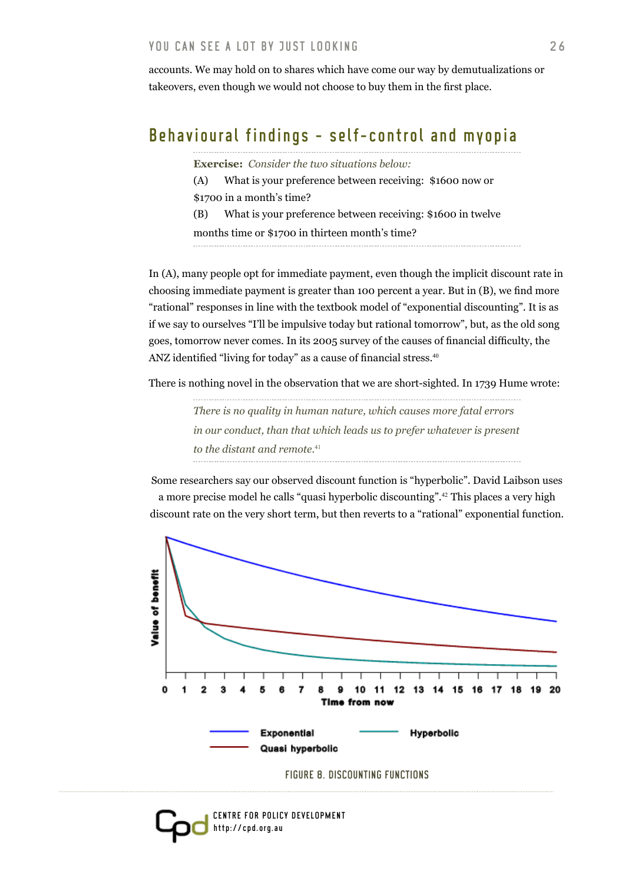accounts. We may hold on to shares which have come our way by demutualizations or takeovers, even though we would not choose to buy them in the first place.

## Behavioural findings – self-control and myopia

**Exercise:** *Consider the two situations below:*

(A) What is your preference between receiving: $1600 now or $1700 in a month's time?

(B) What is your preference between receiving: $1600 in twelve months time or $1700 in thirteen month's time?

In (A), many people opt for immediate payment, even though the implicit discount rate in choosing immediate payment is greater than 100 percent a year. But in (B), we find more "rational" responses in line with the textbook model of "exponential discounting". It is as if we say to ourselves "I'll be impulsive today but rational tomorrow", but, as the old song goes, tomorrow never comes. In its 2005 survey of the causes of financial difficulty, the ANZ identified "living for today" as a cause of financial stress.[40]

There is nothing novel in the observation that we are short-sighted. In 1739 Hume wrote:

> *There is no quality in human nature, which causes more fatal errors in our conduct, than that which leads us to prefer whatever is present to the distant and remote.*[41]

Some researchers say our observed discount function is "hyperbolic". David Laibson uses a more precise model he calls "quasi hyperbolic discounting".[42] This places a very high discount rate on the very short term, but then reverts to a "rational" exponential function.

FIGURE 8. DISCOUNTING FUNCTIONS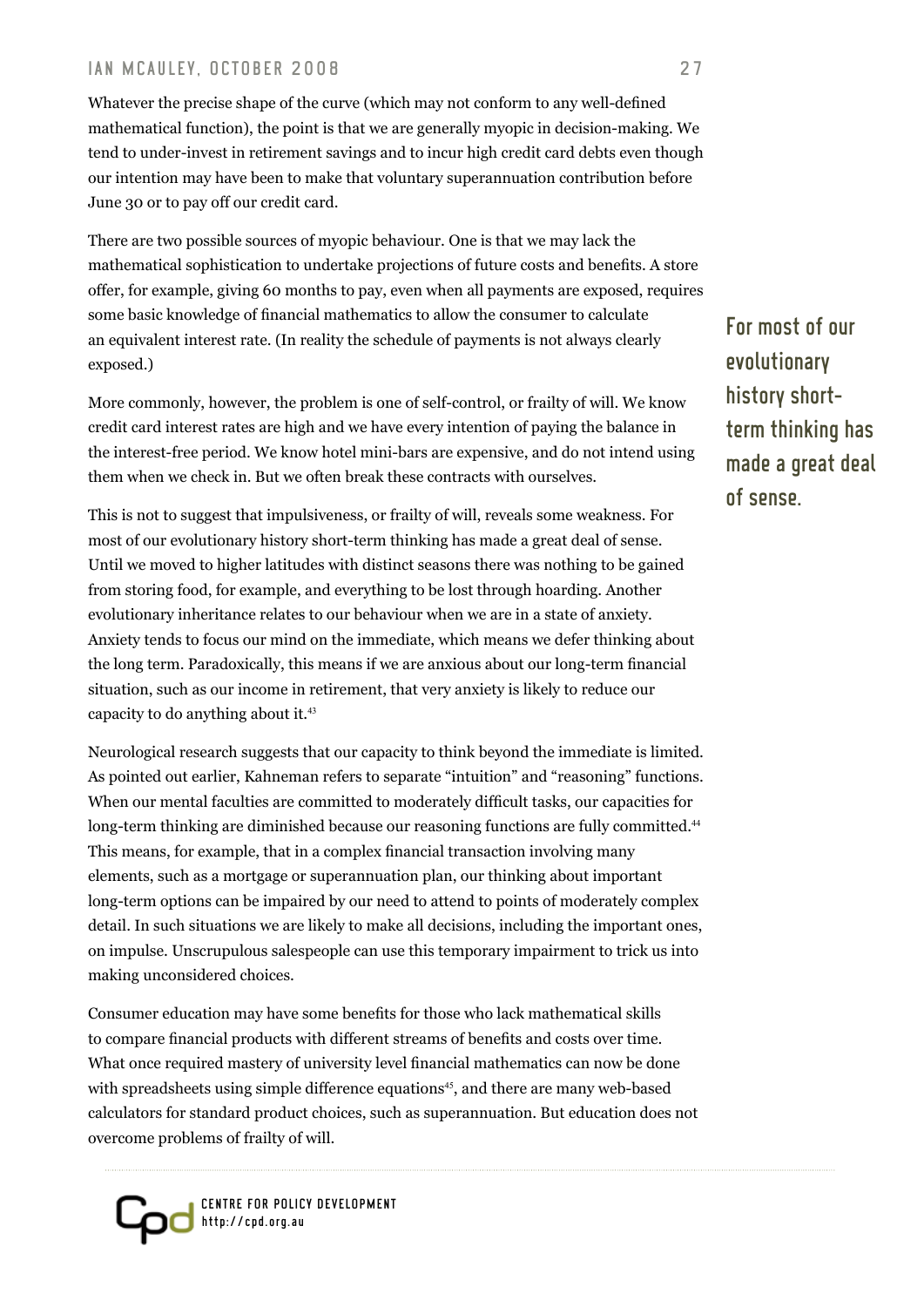Whatever the precise shape of the curve (which may not conform to any well-defined mathematical function), the point is that we are generally myopic in decision-making. We tend to under-invest in retirement savings and to incur high credit card debts even though our intention may have been to make that voluntary superannuation contribution before June 30 or to pay off our credit card.

There are two possible sources of myopic behaviour. One is that we may lack the mathematical sophistication to undertake projections of future costs and benefits. A store offer, for example, giving 60 months to pay, even when all payments are exposed, requires some basic knowledge of financial mathematics to allow the consumer to calculate an equivalent interest rate. (In reality the schedule of payments is not always clearly exposed.)

More commonly, however, the problem is one of self-control, or frailty of will. We know credit card interest rates are high and we have every intention of paying the balance in the interest-free period. We know hotel mini-bars are expensive, and do not intend using them when we check in. But we often break these contracts with ourselves.

This is not to suggest that impulsiveness, or frailty of will, reveals some weakness. For most of our evolutionary history short-term thinking has made a great deal of sense. Until we moved to higher latitudes with distinct seasons there was nothing to be gained from storing food, for example, and everything to be lost through hoarding. Another evolutionary inheritance relates to our behaviour when we are in a state of anxiety. Anxiety tends to focus our mind on the immediate, which means we defer thinking about the long term. Paradoxically, this means if we are anxious about our long-term financial situation, such as our income in retirement, that very anxiety is likely to reduce our capacity to do anything about it.[43]

**For most of our evolutionary history short-term thinking has made a great deal of sense.**

Neurological research suggests that our capacity to think beyond the immediate is limited. As pointed out earlier, Kahneman refers to separate "intuition" and "reasoning" functions. When our mental faculties are committed to moderately difficult tasks, our capacities for long-term thinking are diminished because our reasoning functions are fully committed.[44] This means, for example, that in a complex financial transaction involving many elements, such as a mortgage or superannuation plan, our thinking about important long-term options can be impaired by our need to attend to points of moderately complex detail. In such situations we are likely to make all decisions, including the important ones, on impulse. Unscrupulous salespeople can use this temporary impairment to trick us into making unconsidered choices.

Consumer education may have some benefits for those who lack mathematical skills to compare financial products with different streams of benefits and costs over time. What once required mastery of university level financial mathematics can now be done with spreadsheets using simple difference equations[45], and there are many web-based calculators for standard product choices, such as superannuation. But education does not overcome problems of frailty of will.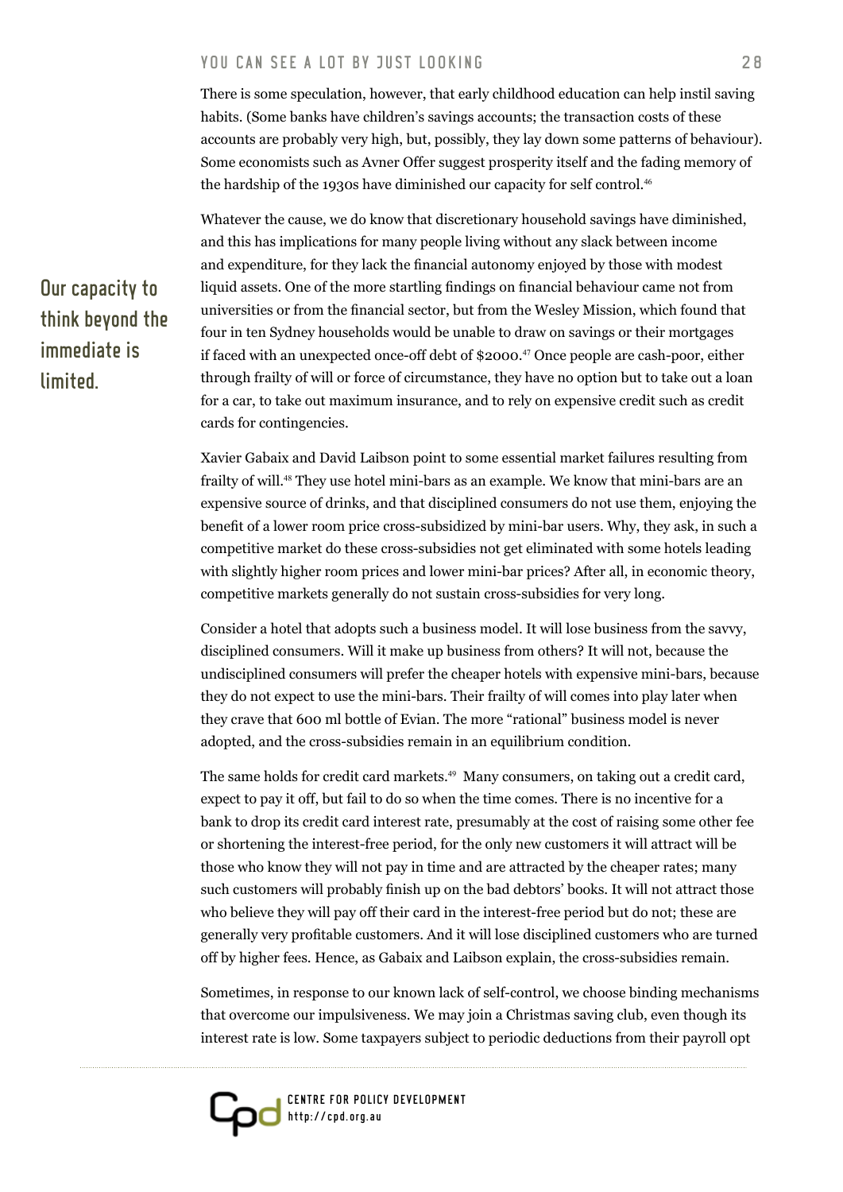There is some speculation, however, that early childhood education can help instil saving habits. (Some banks have children's savings accounts; the transaction costs of these accounts are probably very high, but, possibly, they lay down some patterns of behaviour). Some economists such as Avner Offer suggest prosperity itself and the fading memory of the hardship of the 1930s have diminished our capacity for self control.[46]

Whatever the cause, we do know that discretionary household savings have diminished, and this has implications for many people living without any slack between income and expenditure, for they lack the financial autonomy enjoyed by those with modest liquid assets. One of the more startling findings on financial behaviour came not from universities or from the financial sector, but from the Wesley Mission, which found that four in ten Sydney households would be unable to draw on savings or their mortgages if faced with an unexpected once-off debt of $2000.[47] Once people are cash-poor, either through frailty of will or force of circumstance, they have no option but to take out a loan for a car, to take out maximum insurance, and to rely on expensive credit such as credit cards for contingencies.

**Our capacity to think beyond the immediate is limited.**

Xavier Gabaix and David Laibson point to some essential market failures resulting from frailty of will.[48] They use hotel mini-bars as an example. We know that mini-bars are an expensive source of drinks, and that disciplined consumers do not use them, enjoying the benefit of a lower room price cross-subsidized by mini-bar users. Why, they ask, in such a competitive market do these cross-subsidies not get eliminated with some hotels leading with slightly higher room prices and lower mini-bar prices? After all, in economic theory, competitive markets generally do not sustain cross-subsidies for very long.

Consider a hotel that adopts such a business model. It will lose business from the savvy, disciplined consumers. Will it make up business from others? It will not, because the undisciplined consumers will prefer the cheaper hotels with expensive mini-bars, because they do not expect to use the mini-bars. Their frailty of will comes into play later when they crave that 600 ml bottle of Evian. The more "rational" business model is never adopted, and the cross-subsidies remain in an equilibrium condition.

The same holds for credit card markets.[49] Many consumers, on taking out a credit card, expect to pay it off, but fail to do so when the time comes. There is no incentive for a bank to drop its credit card interest rate, presumably at the cost of raising some other fee or shortening the interest-free period, for the only new customers it will attract will be those who know they will not pay in time and are attracted by the cheaper rates; many such customers will probably finish up on the bad debtors' books. It will not attract those who believe they will pay off their card in the interest-free period but do not; these are generally very profitable customers. And it will lose disciplined customers who are turned off by higher fees. Hence, as Gabaix and Laibson explain, the cross-subsidies remain.

Sometimes, in response to our known lack of self-control, we choose binding mechanisms that overcome our impulsiveness. We may join a Christmas saving club, even though its interest rate is low. Some taxpayers subject to periodic deductions from their payroll opt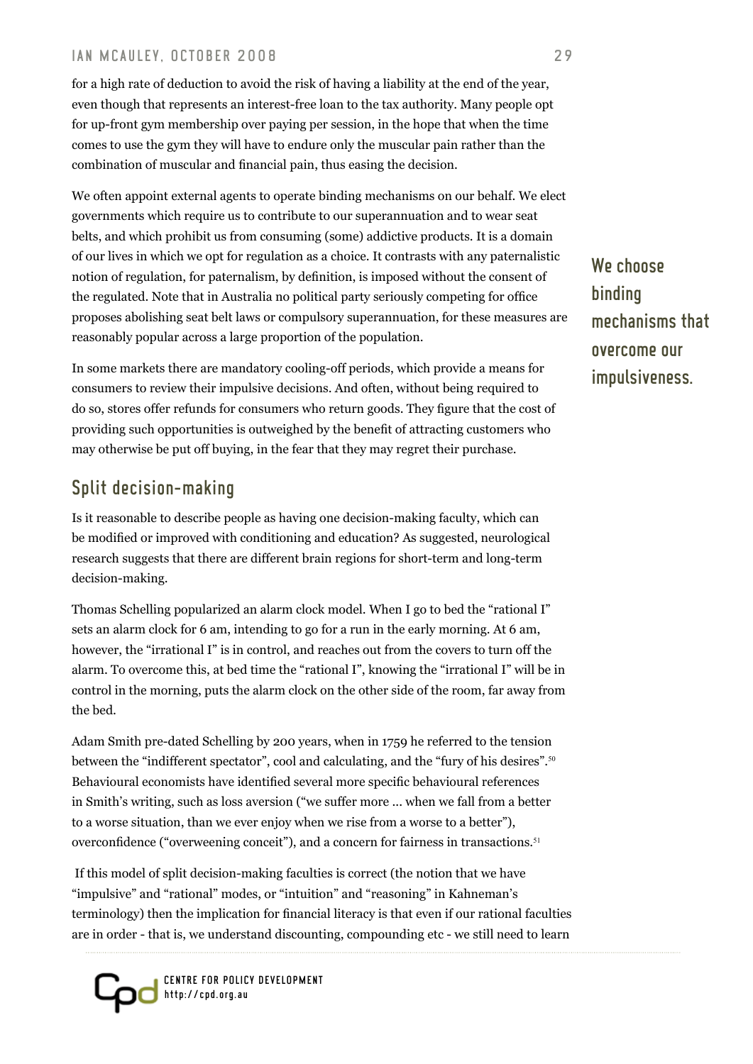for a high rate of deduction to avoid the risk of having a liability at the end of the year, even though that represents an interest-free loan to the tax authority. Many people opt for up-front gym membership over paying per session, in the hope that when the time comes to use the gym they will have to endure only the muscular pain rather than the combination of muscular and financial pain, thus easing the decision.

We often appoint external agents to operate binding mechanisms on our behalf. We elect governments which require us to contribute to our superannuation and to wear seat belts, and which prohibit us from consuming (some) addictive products. It is a domain of our lives in which we opt for regulation as a choice. It contrasts with any paternalistic notion of regulation, for paternalism, by definition, is imposed without the consent of the regulated. Note that in Australia no political party seriously competing for office proposes abolishing seat belt laws or compulsory superannuation, for these measures are reasonably popular across a large proportion of the population.

**We choose binding mechanisms that overcome our impulsiveness.**

In some markets there are mandatory cooling-off periods, which provide a means for consumers to review their impulsive decisions. And often, without being required to do so, stores offer refunds for consumers who return goods. They figure that the cost of providing such opportunities is outweighed by the benefit of attracting customers who may otherwise be put off buying, in the fear that they may regret their purchase.

## Split decision-making

Is it reasonable to describe people as having one decision-making faculty, which can be modified or improved with conditioning and education? As suggested, neurological research suggests that there are different brain regions for short-term and long-term decision-making.

Thomas Schelling popularized an alarm clock model. When I go to bed the "rational I" sets an alarm clock for 6 am, intending to go for a run in the early morning. At 6 am, however, the "irrational I" is in control, and reaches out from the covers to turn off the alarm. To overcome this, at bed time the "rational I", knowing the "irrational I" will be in control in the morning, puts the alarm clock on the other side of the room, far away from the bed.

Adam Smith pre-dated Schelling by 200 years, when in 1759 he referred to the tension between the "indifferent spectator", cool and calculating, and the "fury of his desires".[50] Behavioural economists have identified several more specific behavioural references in Smith's writing, such as loss aversion ("we suffer more ... when we fall from a better to a worse situation, than we ever enjoy when we rise from a worse to a better"), overconfidence ("overweening conceit"), and a concern for fairness in transactions.[51]

If this model of split decision-making faculties is correct (the notion that we have "impulsive" and "rational" modes, or "intuition" and "reasoning" in Kahneman's terminology) then the implication for financial literacy is that even if our rational faculties are in order - that is, we understand discounting, compounding etc - we still need to learn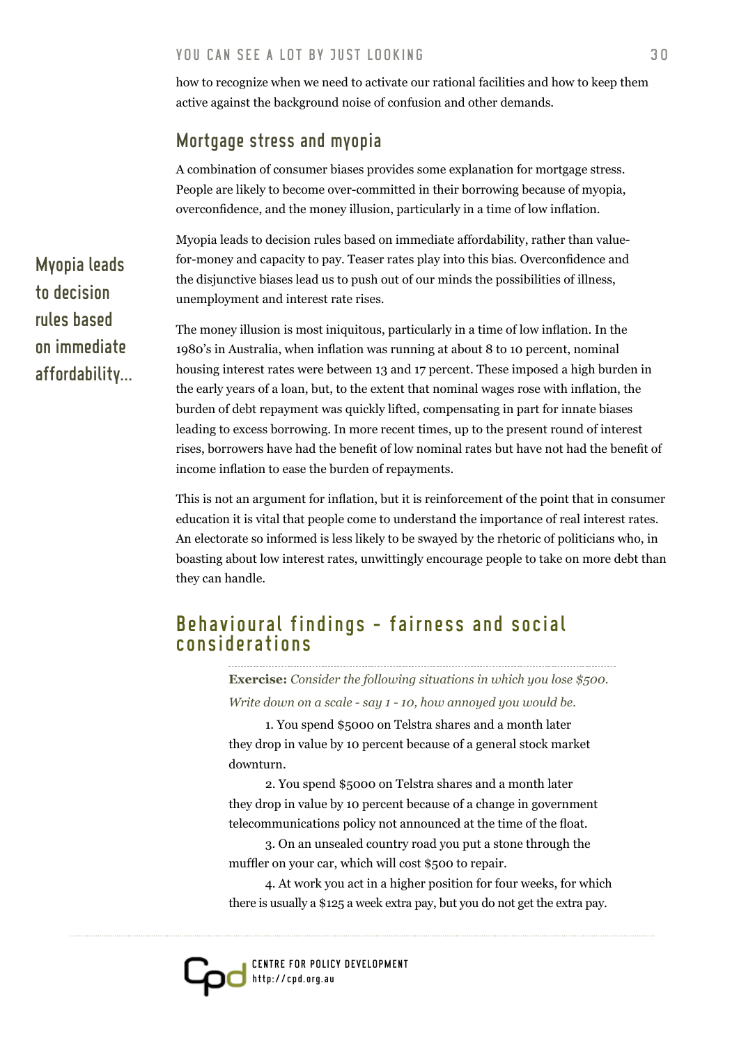how to recognize when we need to activate our rational facilities and how to keep them active against the background noise of confusion and other demands.

## Mortgage stress and myopia

A combination of consumer biases provides some explanation for mortgage stress. People are likely to become over-committed in their borrowing because of myopia, overconfidence, and the money illusion, particularly in a time of low inflation.

Myopia leads to decision rules based on immediate affordability, rather than value-for-money and capacity to pay. Teaser rates play into this bias. Overconfidence and the disjunctive biases lead us to push out of our minds the possibilities of illness, unemployment and interest rate rises.

**Myopia leads to decision rules based on immediate affordability...**

The money illusion is most iniquitous, particularly in a time of low inflation. In the 1980's in Australia, when inflation was running at about 8 to 10 percent, nominal housing interest rates were between 13 and 17 percent. These imposed a high burden in the early years of a loan, but, to the extent that nominal wages rose with inflation, the burden of debt repayment was quickly lifted, compensating in part for innate biases leading to excess borrowing. In more recent times, up to the present round of interest rises, borrowers have had the benefit of low nominal rates but have not had the benefit of income inflation to ease the burden of repayments.

This is not an argument for inflation, but it is reinforcement of the point that in consumer education it is vital that people come to understand the importance of real interest rates. An electorate so informed is less likely to be swayed by the rhetoric of politicians who, in boasting about low interest rates, unwittingly encourage people to take on more debt than they can handle.

## Behavioural findings - fairness and social considerations

**Exercise:** *Consider the following situations in which you lose $500. Write down on a scale - say 1 - 10, how annoyed you would be.*

1. You spend $5000 on Telstra shares and a month later they drop in value by 10 percent because of a general stock market downturn.
2. You spend $5000 on Telstra shares and a month later they drop in value by 10 percent because of a change in government telecommunications policy not announced at the time of the float.
3. On an unsealed country road you put a stone through the muffler on your car, which will cost $500 to repair.
4. At work you act in a higher position for four weeks, for which there is usually a $125 a week extra pay, but you do not get the extra pay.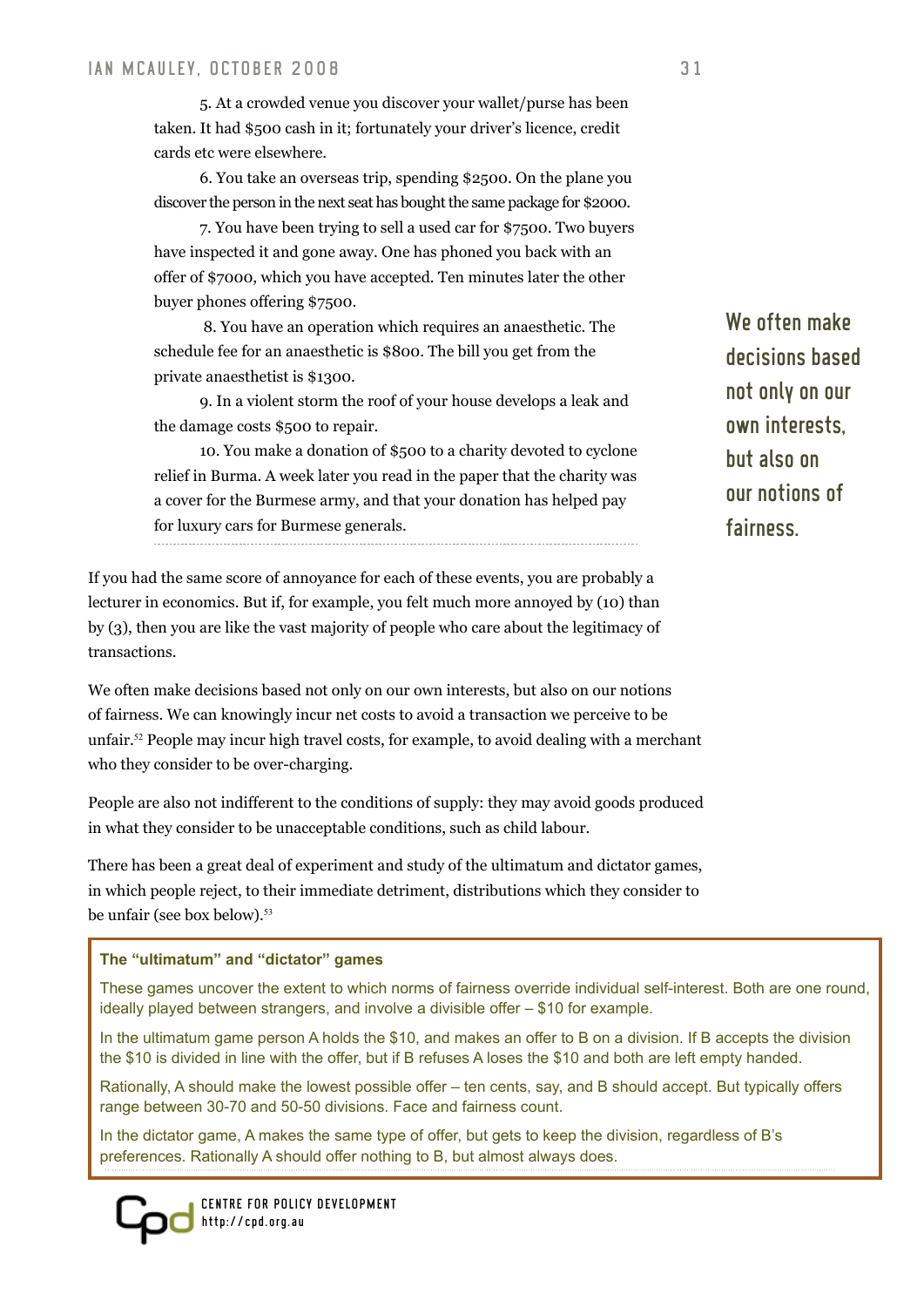5. At a crowded venue you discover your wallet/purse has been taken. It had $500 cash in it; fortunately your driver's licence, credit cards etc were elsewhere.

6. You take an overseas trip, spending $2500. On the plane you discover the person in the next seat has bought the same package for $2000.

7. You have been trying to sell a used car for $7500. Two buyers have inspected it and gone away. One has phoned you back with an offer of $7000, which you have accepted. Ten minutes later the other buyer phones offering $7500.

8. You have an operation which requires an anaesthetic. The schedule fee for an anaesthetic is $800. The bill you get from the private anaesthetist is $1300.

9. In a violent storm the roof of your house develops a leak and the damage costs $500 to repair.

10. You make a donation of $500 to a charity devoted to cyclone relief in Burma. A week later you read in the paper that the charity was a cover for the Burmese army, and that your donation has helped pay for luxury cars for Burmese generals.

If you had the same score of annoyance for each of these events, you are probably a lecturer in economics. But if, for example, you felt much more annoyed by (10) than by (3), then you are like the vast majority of people who care about the legitimacy of transactions.

**We often make decisions based not only on our own interests, but also on our notions of fairness.**

We often make decisions based not only on our own interests, but also on our notions of fairness. We can knowingly incur net costs to avoid a transaction we perceive to be unfair.[52] People may incur high travel costs, for example, to avoid dealing with a merchant who they consider to be over-charging.

People are also not indifferent to the conditions of supply: they may avoid goods produced in what they consider to be unacceptable conditions, such as child labour.

There has been a great deal of experiment and study of the ultimatum and dictator games, in which people reject, to their immediate detriment, distributions which they consider to be unfair (see box below).[53]

**The "ultimatum" and "dictator" games**

These games uncover the extent to which norms of fairness override individual self-interest. Both are one round, ideally played between strangers, and involve a divisible offer – $10 for example.

In the ultimatum game person A holds the $10, and makes an offer to B on a division. If B accepts the division the $10 is divided in line with the offer, but if B refuses A loses the $10 and both are left empty handed.

Rationally, A should make the lowest possible offer – ten cents, say, and B should accept. But typically offers range between 30-70 and 50-50 divisions. Face and fairness count.

In the dictator game, A makes the same type of offer, but gets to keep the division, regardless of B's preferences. Rationally A should offer nothing to B, but almost always does.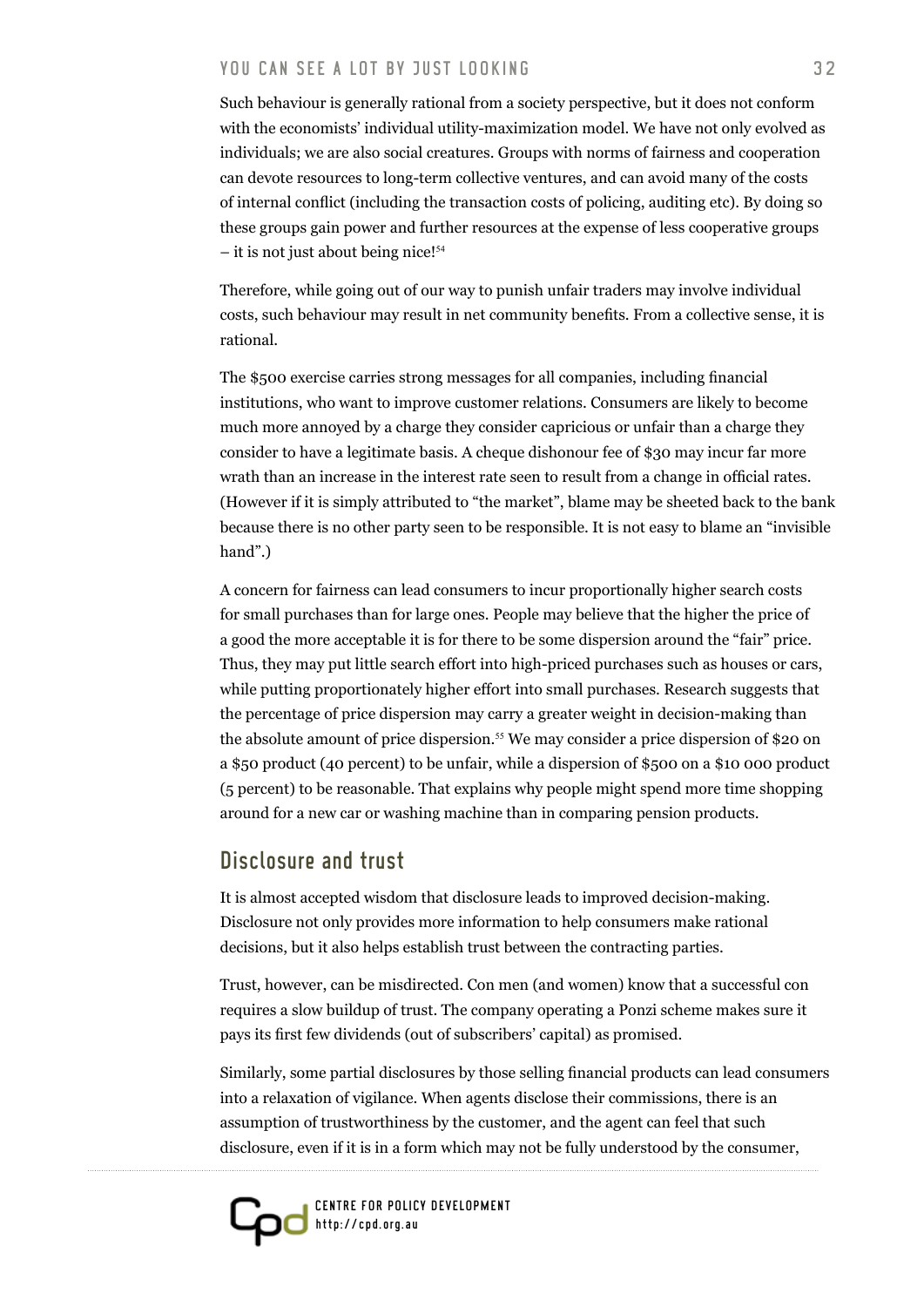Such behaviour is generally rational from a society perspective, but it does not conform with the economists' individual utility-maximization model. We have not only evolved as individuals; we are also social creatures. Groups with norms of fairness and cooperation can devote resources to long-term collective ventures, and can avoid many of the costs of internal conflict (including the transaction costs of policing, auditing etc). By doing so these groups gain power and further resources at the expense of less cooperative groups – it is not just about being nice![54]

Therefore, while going out of our way to punish unfair traders may involve individual costs, such behaviour may result in net community benefits. From a collective sense, it is rational.

The $500 exercise carries strong messages for all companies, including financial institutions, who want to improve customer relations. Consumers are likely to become much more annoyed by a charge they consider capricious or unfair than a charge they consider to have a legitimate basis. A cheque dishonour fee of $30 may incur far more wrath than an increase in the interest rate seen to result from a change in official rates. (However if it is simply attributed to "the market", blame may be sheeted back to the bank because there is no other party seen to be responsible. It is not easy to blame an "invisible hand".)

A concern for fairness can lead consumers to incur proportionally higher search costs for small purchases than for large ones. People may believe that the higher the price of a good the more acceptable it is for there to be some dispersion around the "fair" price. Thus, they may put little search effort into high-priced purchases such as houses or cars, while putting proportionately higher effort into small purchases. Research suggests that the percentage of price dispersion may carry a greater weight in decision-making than the absolute amount of price dispersion.[55] We may consider a price dispersion of $20 on a $50 product (40 percent) to be unfair, while a dispersion of $500 on a $10 000 product (5 percent) to be reasonable. That explains why people might spend more time shopping around for a new car or washing machine than in comparing pension products.

## Disclosure and trust

It is almost accepted wisdom that disclosure leads to improved decision-making. Disclosure not only provides more information to help consumers make rational decisions, but it also helps establish trust between the contracting parties.

Trust, however, can be misdirected. Con men (and women) know that a successful con requires a slow buildup of trust. The company operating a Ponzi scheme makes sure it pays its first few dividends (out of subscribers' capital) as promised.

Similarly, some partial disclosures by those selling financial products can lead consumers into a relaxation of vigilance. When agents disclose their commissions, there is an assumption of trustworthiness by the customer, and the agent can feel that such disclosure, even if it is in a form which may not be fully understood by the consumer,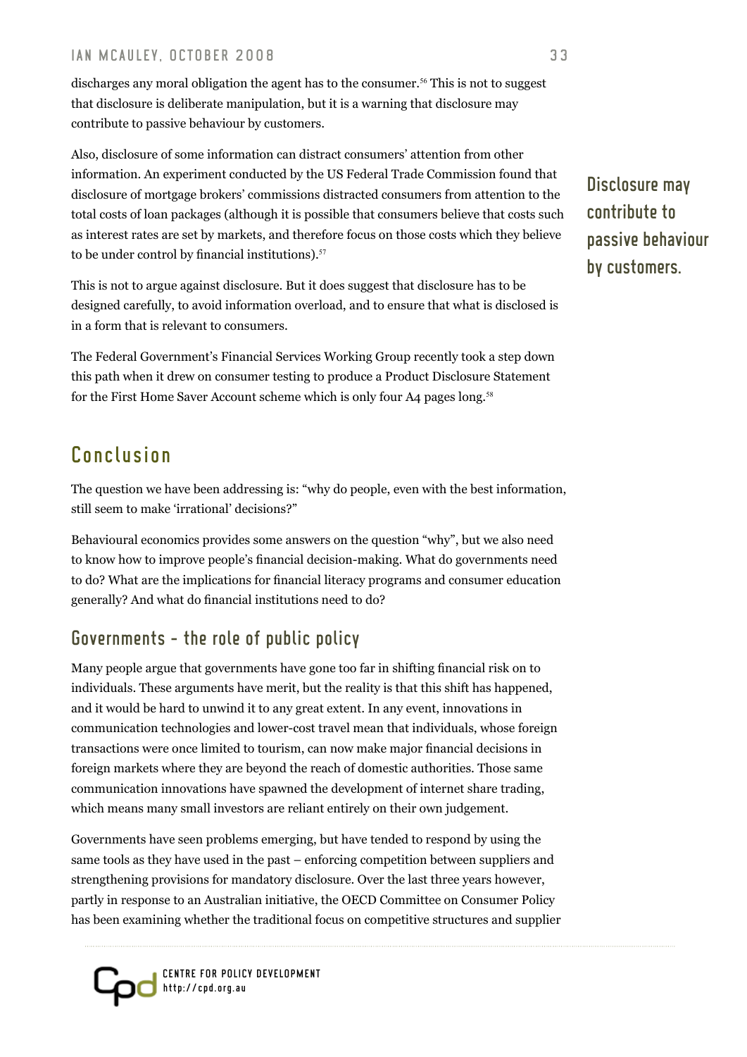discharges any moral obligation the agent has to the consumer.[56] This is not to suggest that disclosure is deliberate manipulation, but it is a warning that disclosure may contribute to passive behaviour by customers.

Also, disclosure of some information can distract consumers' attention from other information. An experiment conducted by the US Federal Trade Commission found that disclosure of mortgage brokers' commissions distracted consumers from attention to the total costs of loan packages (although it is possible that consumers believe that costs such as interest rates are set by markets, and therefore focus on those costs which they believe to be under control by financial institutions).[57]

**Disclosure may contribute to passive behaviour by customers.**

This is not to argue against disclosure. But it does suggest that disclosure has to be designed carefully, to avoid information overload, and to ensure that what is disclosed is in a form that is relevant to consumers.

The Federal Government's Financial Services Working Group recently took a step down this path when it drew on consumer testing to produce a Product Disclosure Statement for the First Home Saver Account scheme which is only four A4 pages long.[58]

## Conclusion

The question we have been addressing is: "why do people, even with the best information, still seem to make 'irrational' decisions?"

Behavioural economics provides some answers on the question "why", but we also need to know how to improve people's financial decision-making. What do governments need to do? What are the implications for financial literacy programs and consumer education generally? And what do financial institutions need to do?

### Governments – the role of public policy

Many people argue that governments have gone too far in shifting financial risk on to individuals. These arguments have merit, but the reality is that this shift has happened, and it would be hard to unwind it to any great extent. In any event, innovations in communication technologies and lower-cost travel mean that individuals, whose foreign transactions were once limited to tourism, can now make major financial decisions in foreign markets where they are beyond the reach of domestic authorities. Those same communication innovations have spawned the development of internet share trading, which means many small investors are reliant entirely on their own judgement.

Governments have seen problems emerging, but have tended to respond by using the same tools as they have used in the past – enforcing competition between suppliers and strengthening provisions for mandatory disclosure. Over the last three years however, partly in response to an Australian initiative, the OECD Committee on Consumer Policy has been examining whether the traditional focus on competitive structures and supplier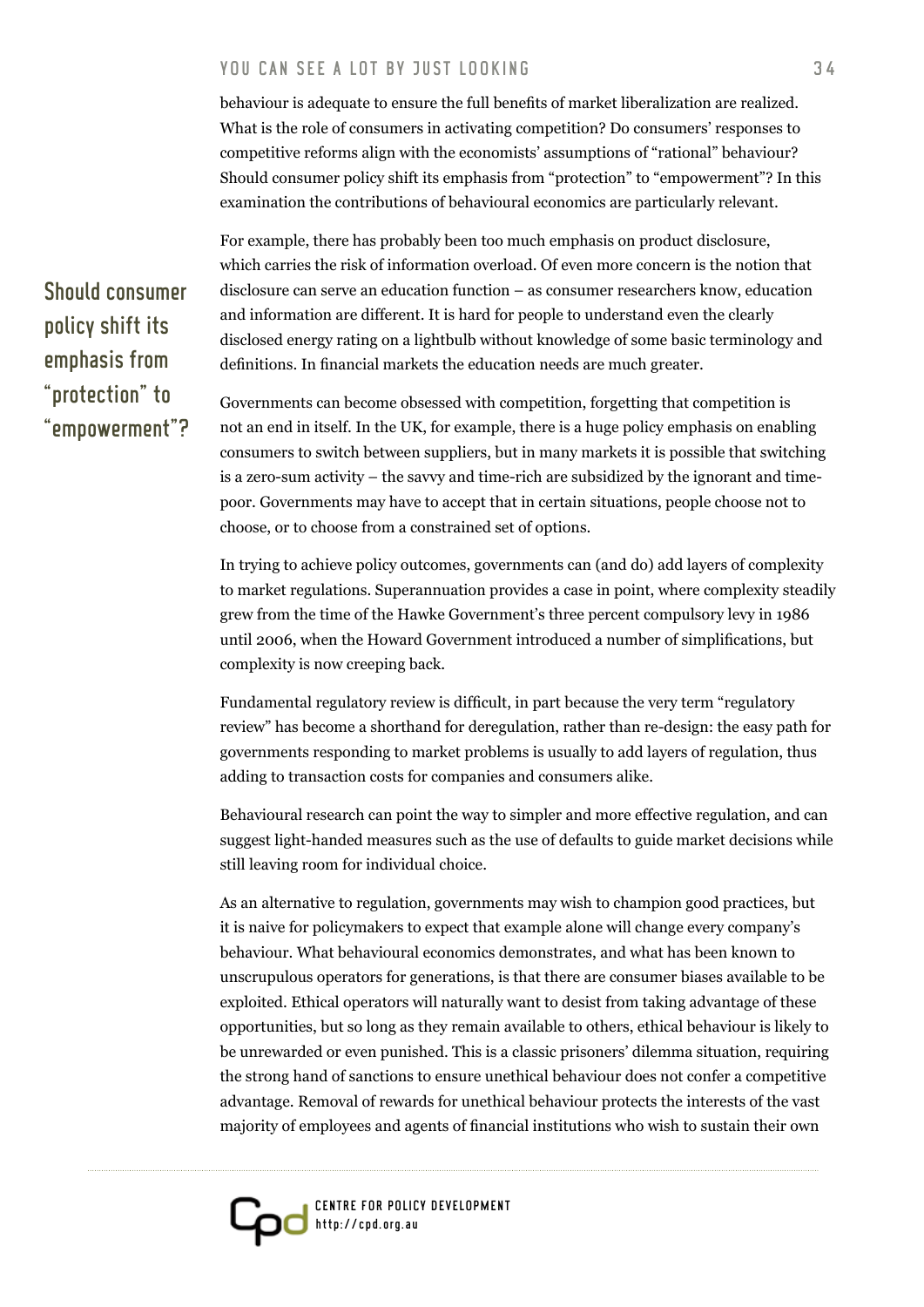behaviour is adequate to ensure the full benefits of market liberalization are realized. What is the role of consumers in activating competition? Do consumers' responses to competitive reforms align with the economists' assumptions of "rational" behaviour? Should consumer policy shift its emphasis from "protection" to "empowerment"? In this examination the contributions of behavioural economics are particularly relevant.

**Should consumer policy shift its emphasis from "protection" to "empowerment"?**

For example, there has probably been too much emphasis on product disclosure, which carries the risk of information overload. Of even more concern is the notion that disclosure can serve an education function – as consumer researchers know, education and information are different. It is hard for people to understand even the clearly disclosed energy rating on a lightbulb without knowledge of some basic terminology and definitions. In financial markets the education needs are much greater.

Governments can become obsessed with competition, forgetting that competition is not an end in itself. In the UK, for example, there is a huge policy emphasis on enabling consumers to switch between suppliers, but in many markets it is possible that switching is a zero-sum activity – the savvy and time-rich are subsidized by the ignorant and time-poor. Governments may have to accept that in certain situations, people choose not to choose, or to choose from a constrained set of options.

In trying to achieve policy outcomes, governments can (and do) add layers of complexity to market regulations. Superannuation provides a case in point, where complexity steadily grew from the time of the Hawke Government's three percent compulsory levy in 1986 until 2006, when the Howard Government introduced a number of simplifications, but complexity is now creeping back.

Fundamental regulatory review is difficult, in part because the very term "regulatory review" has become a shorthand for deregulation, rather than re-design: the easy path for governments responding to market problems is usually to add layers of regulation, thus adding to transaction costs for companies and consumers alike.

Behavioural research can point the way to simpler and more effective regulation, and can suggest light-handed measures such as the use of defaults to guide market decisions while still leaving room for individual choice.

As an alternative to regulation, governments may wish to champion good practices, but it is naive for policymakers to expect that example alone will change every company's behaviour. What behavioural economics demonstrates, and what has been known to unscrupulous operators for generations, is that there are consumer biases available to be exploited. Ethical operators will naturally want to desist from taking advantage of these opportunities, but so long as they remain available to others, ethical behaviour is likely to be unrewarded or even punished. This is a classic prisoners' dilemma situation, requiring the strong hand of sanctions to ensure unethical behaviour does not confer a competitive advantage. Removal of rewards for unethical behaviour protects the interests of the vast majority of employees and agents of financial institutions who wish to sustain their own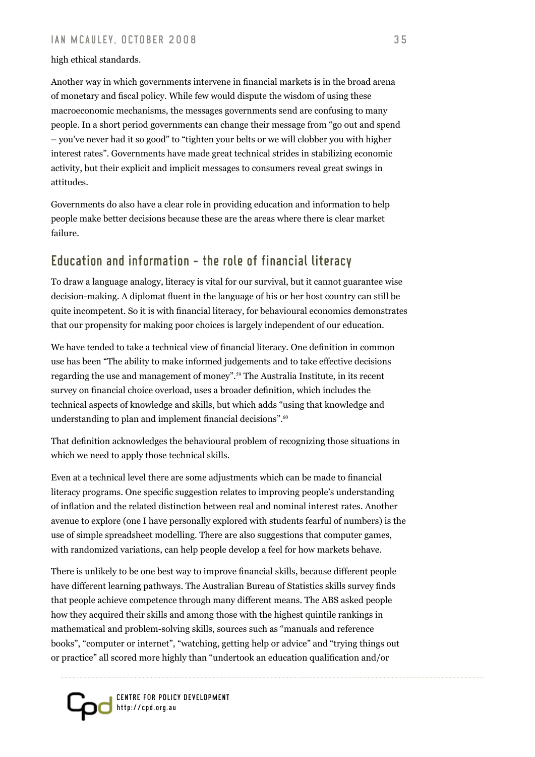high ethical standards.

Another way in which governments intervene in financial markets is in the broad arena of monetary and fiscal policy. While few would dispute the wisdom of using these macroeconomic mechanisms, the messages governments send are confusing to many people. In a short period governments can change their message from "go out and spend – you've never had it so good" to "tighten your belts or we will clobber you with higher interest rates". Governments have made great technical strides in stabilizing economic activity, but their explicit and implicit messages to consumers reveal great swings in attitudes.

Governments do also have a clear role in providing education and information to help people make better decisions because these are the areas where there is clear market failure.

## Education and information – the role of financial literacy

To draw a language analogy, literacy is vital for our survival, but it cannot guarantee wise decision-making. A diplomat fluent in the language of his or her host country can still be quite incompetent. So it is with financial literacy, for behavioural economics demonstrates that our propensity for making poor choices is largely independent of our education.

We have tended to take a technical view of financial literacy. One definition in common use has been "The ability to make informed judgements and to take effective decisions regarding the use and management of money".[59] The Australia Institute, in its recent survey on financial choice overload, uses a broader definition, which includes the technical aspects of knowledge and skills, but which adds "using that knowledge and understanding to plan and implement financial decisions".[60]

That definition acknowledges the behavioural problem of recognizing those situations in which we need to apply those technical skills.

Even at a technical level there are some adjustments which can be made to financial literacy programs. One specific suggestion relates to improving people's understanding of inflation and the related distinction between real and nominal interest rates. Another avenue to explore (one I have personally explored with students fearful of numbers) is the use of simple spreadsheet modelling. There are also suggestions that computer games, with randomized variations, can help people develop a feel for how markets behave.

There is unlikely to be one best way to improve financial skills, because different people have different learning pathways. The Australian Bureau of Statistics skills survey finds that people achieve competence through many different means. The ABS asked people how they acquired their skills and among those with the highest quintile rankings in mathematical and problem-solving skills, sources such as "manuals and reference books", "computer or internet", "watching, getting help or advice" and "trying things out or practice" all scored more highly than "undertook an education qualification and/or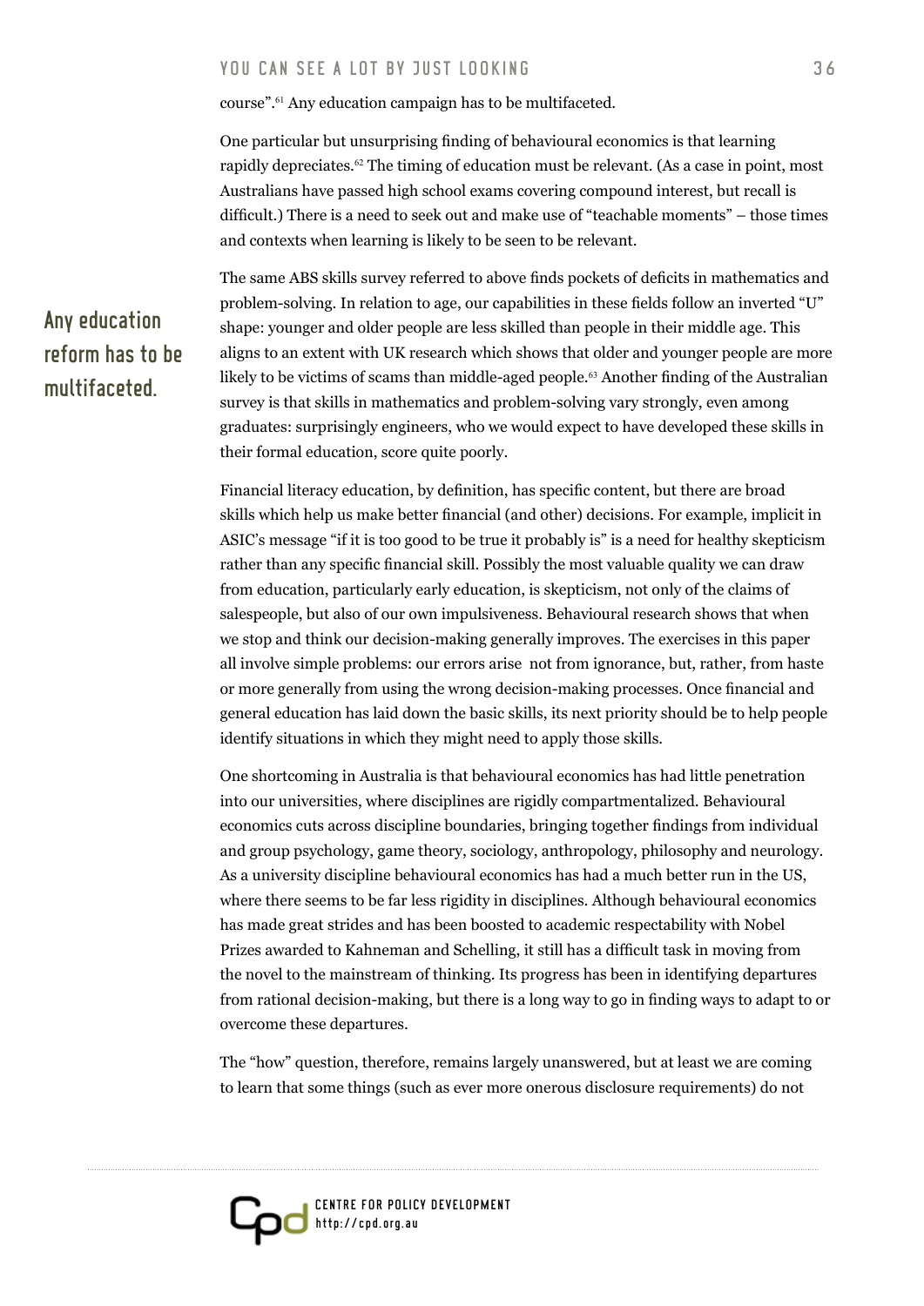course".[61] Any education campaign has to be multifaceted.

One particular but unsurprising finding of behavioural economics is that learning rapidly depreciates.[62] The timing of education must be relevant. (As a case in point, most Australians have passed high school exams covering compound interest, but recall is difficult.) There is a need to seek out and make use of "teachable moments" – those times and contexts when learning is likely to be seen to be relevant.

**Any education reform has to be multifaceted.**

The same ABS skills survey referred to above finds pockets of deficits in mathematics and problem-solving. In relation to age, our capabilities in these fields follow an inverted "U" shape: younger and older people are less skilled than people in their middle age. This aligns to an extent with UK research which shows that older and younger people are more likely to be victims of scams than middle-aged people.[63] Another finding of the Australian survey is that skills in mathematics and problem-solving vary strongly, even among graduates: surprisingly engineers, who we would expect to have developed these skills in their formal education, score quite poorly.

Financial literacy education, by definition, has specific content, but there are broad skills which help us make better financial (and other) decisions. For example, implicit in ASIC's message "if it is too good to be true it probably is" is a need for healthy skepticism rather than any specific financial skill. Possibly the most valuable quality we can draw from education, particularly early education, is skepticism, not only of the claims of salespeople, but also of our own impulsiveness. Behavioural research shows that when we stop and think our decision-making generally improves. The exercises in this paper all involve simple problems: our errors arise not from ignorance, but, rather, from haste or more generally from using the wrong decision-making processes. Once financial and general education has laid down the basic skills, its next priority should be to help people identify situations in which they might need to apply those skills.

One shortcoming in Australia is that behavioural economics has had little penetration into our universities, where disciplines are rigidly compartmentalized. Behavioural economics cuts across discipline boundaries, bringing together findings from individual and group psychology, game theory, sociology, anthropology, philosophy and neurology. As a university discipline behavioural economics has had a much better run in the US, where there seems to be far less rigidity in disciplines. Although behavioural economics has made great strides and has been boosted to academic respectability with Nobel Prizes awarded to Kahneman and Schelling, it still has a difficult task in moving from the novel to the mainstream of thinking. Its progress has been in identifying departures from rational decision-making, but there is a long way to go in finding ways to adapt to or overcome these departures.

The "how" question, therefore, remains largely unanswered, but at least we are coming to learn that some things (such as ever more onerous disclosure requirements) do not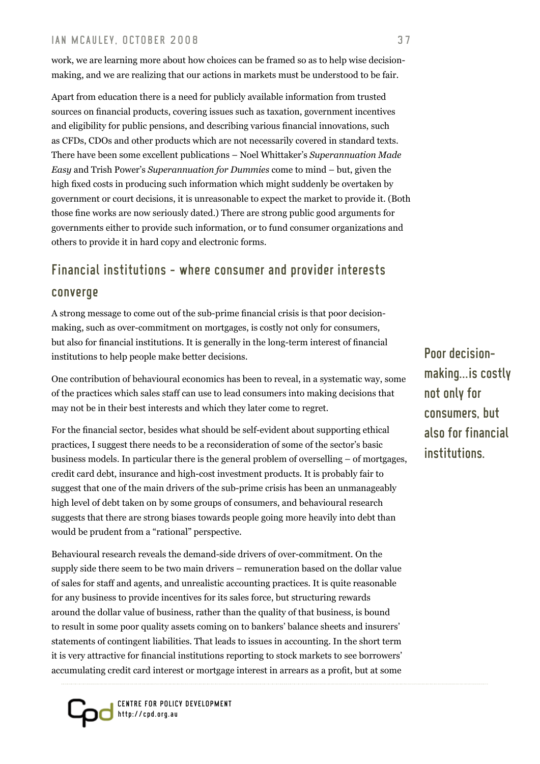work, we are learning more about how choices can be framed so as to help wise decision-making, and we are realizing that our actions in markets must be understood to be fair.

Apart from education there is a need for publicly available information from trusted sources on financial products, covering issues such as taxation, government incentives and eligibility for public pensions, and describing various financial innovations, such as CFDs, CDOs and other products which are not necessarily covered in standard texts. There have been some excellent publications – Noel Whittaker's *Superannuation Made Easy* and Trish Power's *Superannuation for Dummies* come to mind – but, given the high fixed costs in producing such information which might suddenly be overtaken by government or court decisions, it is unreasonable to expect the market to provide it. (Both those fine works are now seriously dated.) There are strong public good arguments for governments either to provide such information, or to fund consumer organizations and others to provide it in hard copy and electronic forms.

## Financial institutions – where consumer and provider interests converge

A strong message to come out of the sub-prime financial crisis is that poor decision-making, such as over-commitment on mortgages, is costly not only for consumers, but also for financial institutions. It is generally in the long-term interest of financial institutions to help people make better decisions.

**Poor decision-making…is costly not only for consumers, but also for financial institutions.**

One contribution of behavioural economics has been to reveal, in a systematic way, some of the practices which sales staff can use to lead consumers into making decisions that may not be in their best interests and which they later come to regret.

For the financial sector, besides what should be self-evident about supporting ethical practices, I suggest there needs to be a reconsideration of some of the sector's basic business models. In particular there is the general problem of overselling – of mortgages, credit card debt, insurance and high-cost investment products. It is probably fair to suggest that one of the main drivers of the sub-prime crisis has been an unmanageably high level of debt taken on by some groups of consumers, and behavioural research suggests that there are strong biases towards people going more heavily into debt than would be prudent from a "rational" perspective.

Behavioural research reveals the demand-side drivers of over-commitment. On the supply side there seem to be two main drivers – remuneration based on the dollar value of sales for staff and agents, and unrealistic accounting practices. It is quite reasonable for any business to provide incentives for its sales force, but structuring rewards around the dollar value of business, rather than the quality of that business, is bound to result in some poor quality assets coming on to bankers' balance sheets and insurers' statements of contingent liabilities. That leads to issues in accounting. In the short term it is very attractive for financial institutions reporting to stock markets to see borrowers' accumulating credit card interest or mortgage interest in arrears as a profit, but at some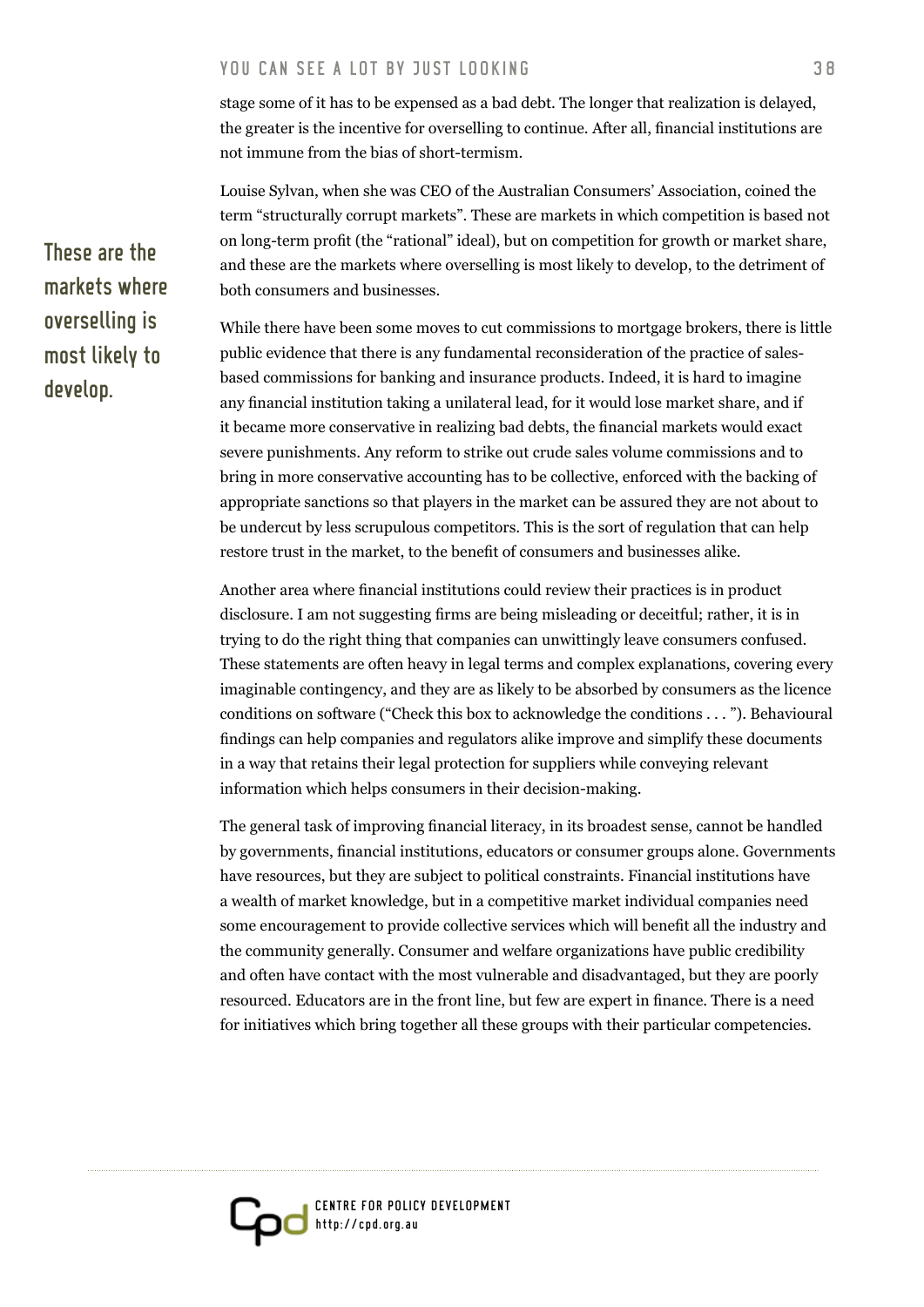stage some of it has to be expensed as a bad debt. The longer that realization is delayed, the greater is the incentive for overselling to continue. After all, financial institutions are not immune from the bias of short-termism.

Louise Sylvan, when she was CEO of the Australian Consumers' Association, coined the term "structurally corrupt markets". These are markets in which competition is based not on long-term profit (the "rational" ideal), but on competition for growth or market share, and these are the markets where overselling is most likely to develop, to the detriment of both consumers and businesses.

**These are the markets where overselling is most likely to develop.**

While there have been some moves to cut commissions to mortgage brokers, there is little public evidence that there is any fundamental reconsideration of the practice of sales-based commissions for banking and insurance products. Indeed, it is hard to imagine any financial institution taking a unilateral lead, for it would lose market share, and if it became more conservative in realizing bad debts, the financial markets would exact severe punishments. Any reform to strike out crude sales volume commissions and to bring in more conservative accounting has to be collective, enforced with the backing of appropriate sanctions so that players in the market can be assured they are not about to be undercut by less scrupulous competitors. This is the sort of regulation that can help restore trust in the market, to the benefit of consumers and businesses alike.

Another area where financial institutions could review their practices is in product disclosure. I am not suggesting firms are being misleading or deceitful; rather, it is in trying to do the right thing that companies can unwittingly leave consumers confused. These statements are often heavy in legal terms and complex explanations, covering every imaginable contingency, and they are as likely to be absorbed by consumers as the licence conditions on software ("Check this box to acknowledge the conditions . . . "). Behavioural findings can help companies and regulators alike improve and simplify these documents in a way that retains their legal protection for suppliers while conveying relevant information which helps consumers in their decision-making.

The general task of improving financial literacy, in its broadest sense, cannot be handled by governments, financial institutions, educators or consumer groups alone. Governments have resources, but they are subject to political constraints. Financial institutions have a wealth of market knowledge, but in a competitive market individual companies need some encouragement to provide collective services which will benefit all the industry and the community generally. Consumer and welfare organizations have public credibility and often have contact with the most vulnerable and disadvantaged, but they are poorly resourced. Educators are in the front line, but few are expert in finance. There is a need for initiatives which bring together all these groups with their particular competencies.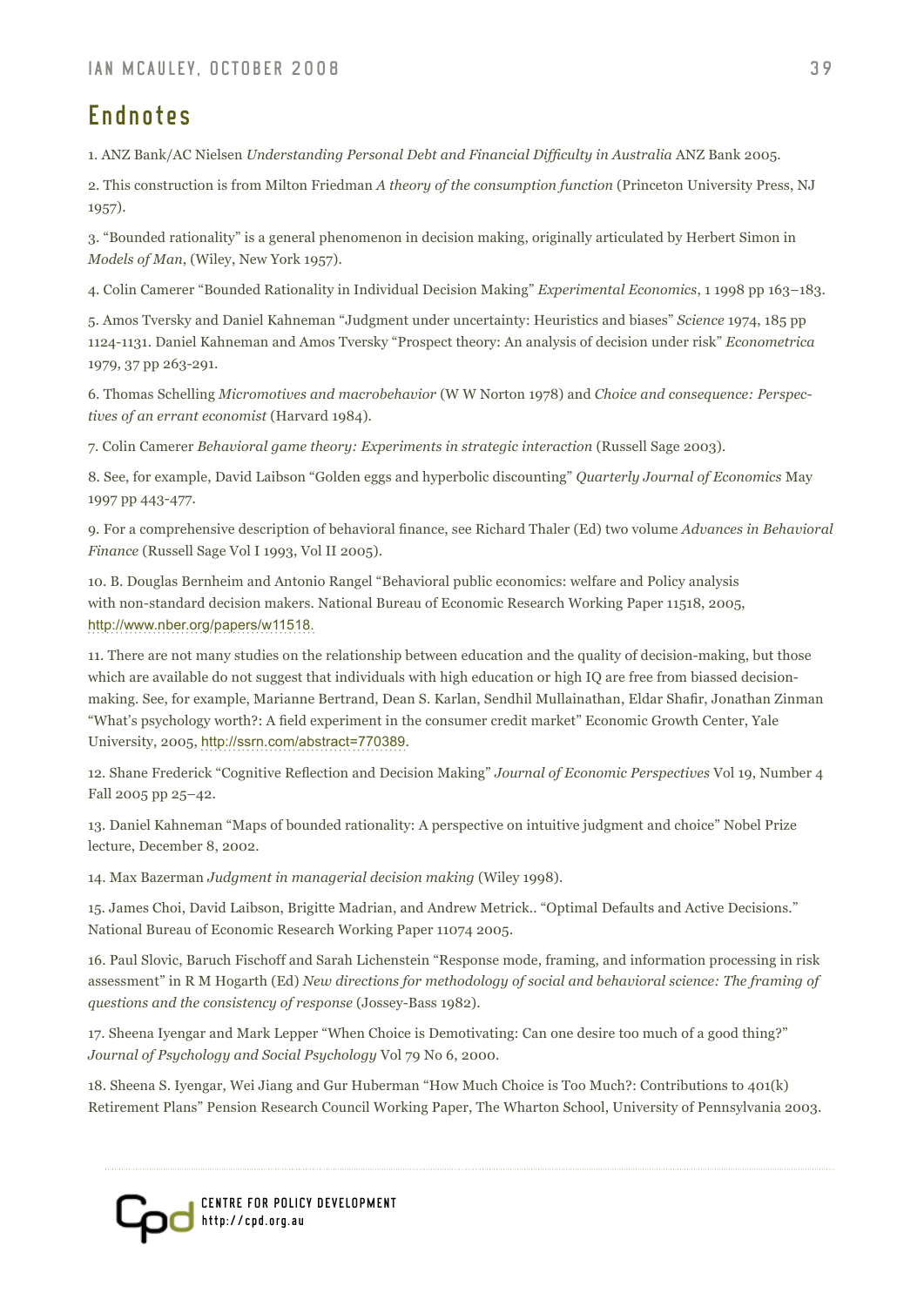## Endnotes

1. ANZ Bank/AC Nielsen *Understanding Personal Debt and Financial Difficulty in Australia* ANZ Bank 2005.

2. This construction is from Milton Friedman *A theory of the consumption function* (Princeton University Press, NJ 1957).

3. "Bounded rationality" is a general phenomenon in decision making, originally articulated by Herbert Simon in *Models of Man*, (Wiley, New York 1957).

4. Colin Camerer "Bounded Rationality in Individual Decision Making" *Experimental Economics*, 1 1998 pp 163–183.

5. Amos Tversky and Daniel Kahneman "Judgment under uncertainty: Heuristics and biases" *Science* 1974, 185 pp 1124-1131. Daniel Kahneman and Amos Tversky "Prospect theory: An analysis of decision under risk" *Econometrica* 1979, 37 pp 263-291.

6. Thomas Schelling *Micromotives and macrobehavior* (W W Norton 1978) and *Choice and consequence: Perspectives of an errant economist* (Harvard 1984).

7. Colin Camerer *Behavioral game theory: Experiments in strategic interaction* (Russell Sage 2003).

8. See, for example, David Laibson "Golden eggs and hyperbolic discounting" *Quarterly Journal of Economics* May 1997 pp 443-477.

9. For a comprehensive description of behavioral finance, see Richard Thaler (Ed) two volume *Advances in Behavioral Finance* (Russell Sage Vol I 1993, Vol II 2005).

10. B. Douglas Bernheim and Antonio Rangel "Behavioral public economics: welfare and Policy analysis with non-standard decision makers. National Bureau of Economic Research Working Paper 11518, 2005, http://www.nber.org/papers/w11518.

11. There are not many studies on the relationship between education and the quality of decision-making, but those which are available do not suggest that individuals with high education or high IQ are free from biassed decision-making. See, for example, Marianne Bertrand, Dean S. Karlan, Sendhil Mullainathan, Eldar Shafir, Jonathan Zinman "What's psychology worth?: A field experiment in the consumer credit market" Economic Growth Center, Yale University, 2005, http://ssrn.com/abstract=770389.

12. Shane Frederick "Cognitive Reflection and Decision Making" *Journal of Economic Perspectives* Vol 19, Number 4 Fall 2005 pp 25–42.

13. Daniel Kahneman "Maps of bounded rationality: A perspective on intuitive judgment and choice" Nobel Prize lecture, December 8, 2002.

14. Max Bazerman *Judgment in managerial decision making* (Wiley 1998).

15. James Choi, David Laibson, Brigitte Madrian, and Andrew Metrick.. "Optimal Defaults and Active Decisions." National Bureau of Economic Research Working Paper 11074 2005.

16. Paul Slovic, Baruch Fischoff and Sarah Lichenstein "Response mode, framing, and information processing in risk assessment" in R M Hogarth (Ed) *New directions for methodology of social and behavioral science: The framing of questions and the consistency of response* (Jossey-Bass 1982).

17. Sheena Iyengar and Mark Lepper "When Choice is Demotivating: Can one desire too much of a good thing?" *Journal of Psychology and Social Psychology* Vol 79 No 6, 2000.

18. Sheena S. Iyengar, Wei Jiang and Gur Huberman "How Much Choice is Too Much?: Contributions to 401(k) Retirement Plans" Pension Research Council Working Paper, The Wharton School, University of Pennsylvania 2003.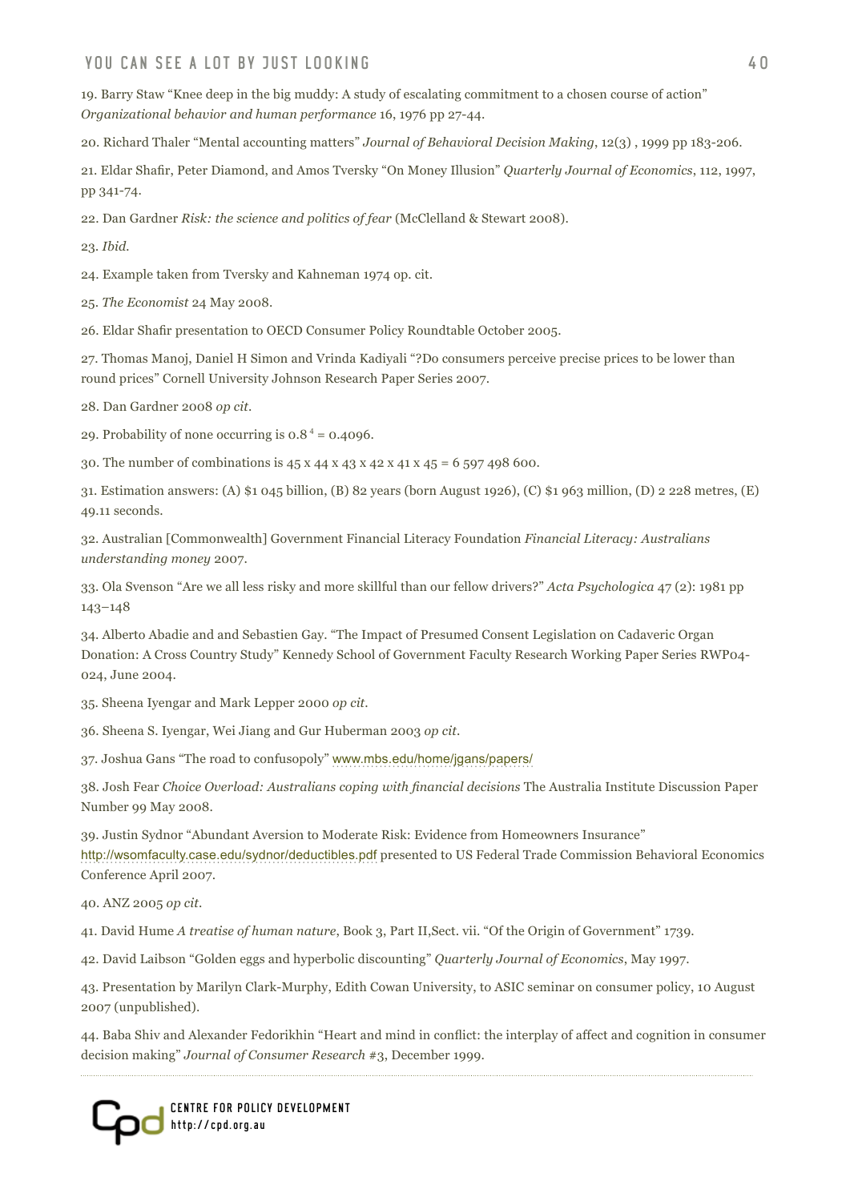19. Barry Staw "Knee deep in the big muddy: A study of escalating commitment to a chosen course of action" *Organizational behavior and human performance* 16, 1976 pp 27-44.

20. Richard Thaler "Mental accounting matters" *Journal of Behavioral Decision Making*, 12(3) , 1999 pp 183-206.

21. Eldar Shafir, Peter Diamond, and Amos Tversky "On Money Illusion" *Quarterly Journal of Economics*, 112, 1997, pp 341-74.

22. Dan Gardner *Risk: the science and politics of fear* (McClelland & Stewart 2008).

23. *Ibid.*

24. Example taken from Tversky and Kahneman 1974 op. cit.

25. *The Economist* 24 May 2008.

26. Eldar Shafir presentation to OECD Consumer Policy Roundtable October 2005.

27. Thomas Manoj, Daniel H Simon and Vrinda Kadiyali "?Do consumers perceive precise prices to be lower than round prices" Cornell University Johnson Research Paper Series 2007.

28. Dan Gardner 2008 *op cit*.

29. Probability of none occurring is $0.8^4 = 0.4096$.

30. The number of combinations is 45 x 44 x 43 x 42 x 41 x 45 = 6 597 498 600.

31. Estimation answers: (A) $1 045 billion, (B) 82 years (born August 1926), (C) $1 963 million, (D) 2 228 metres, (E) 49.11 seconds.

32. Australian [Commonwealth] Government Financial Literacy Foundation *Financial Literacy: Australians understanding money* 2007.

33. Ola Svenson "Are we all less risky and more skillful than our fellow drivers?" *Acta Psychologica* 47 (2): 1981 pp 143–148

34. Alberto Abadie and and Sebastien Gay. "The Impact of Presumed Consent Legislation on Cadaveric Organ Donation: A Cross Country Study" Kennedy School of Government Faculty Research Working Paper Series RWP04-024, June 2004.

35. Sheena Iyengar and Mark Lepper 2000 *op cit*.

36. Sheena S. Iyengar, Wei Jiang and Gur Huberman 2003 *op cit*.

37. Joshua Gans "The road to confusopoly" www.mbs.edu/home/jgans/papers/

38. Josh Fear *Choice Overload: Australians coping with financial decisions* The Australia Institute Discussion Paper Number 99 May 2008.

39. Justin Sydnor "Abundant Aversion to Moderate Risk: Evidence from Homeowners Insurance" http://wsomfaculty.case.edu/sydnor/deductibles.pdf presented to US Federal Trade Commission Behavioral Economics Conference April 2007.

40. ANZ 2005 *op cit*.

41. David Hume *A treatise of human nature*, Book 3, Part II,Sect. vii. "Of the Origin of Government" 1739.

42. David Laibson "Golden eggs and hyperbolic discounting" *Quarterly Journal of Economics*, May 1997.

43. Presentation by Marilyn Clark-Murphy, Edith Cowan University, to ASIC seminar on consumer policy, 10 August 2007 (unpublished).

44. Baba Shiv and Alexander Fedorikhin "Heart and mind in conflict: the interplay of affect and cognition in consumer decision making" *Journal of Consumer Research* #3, December 1999.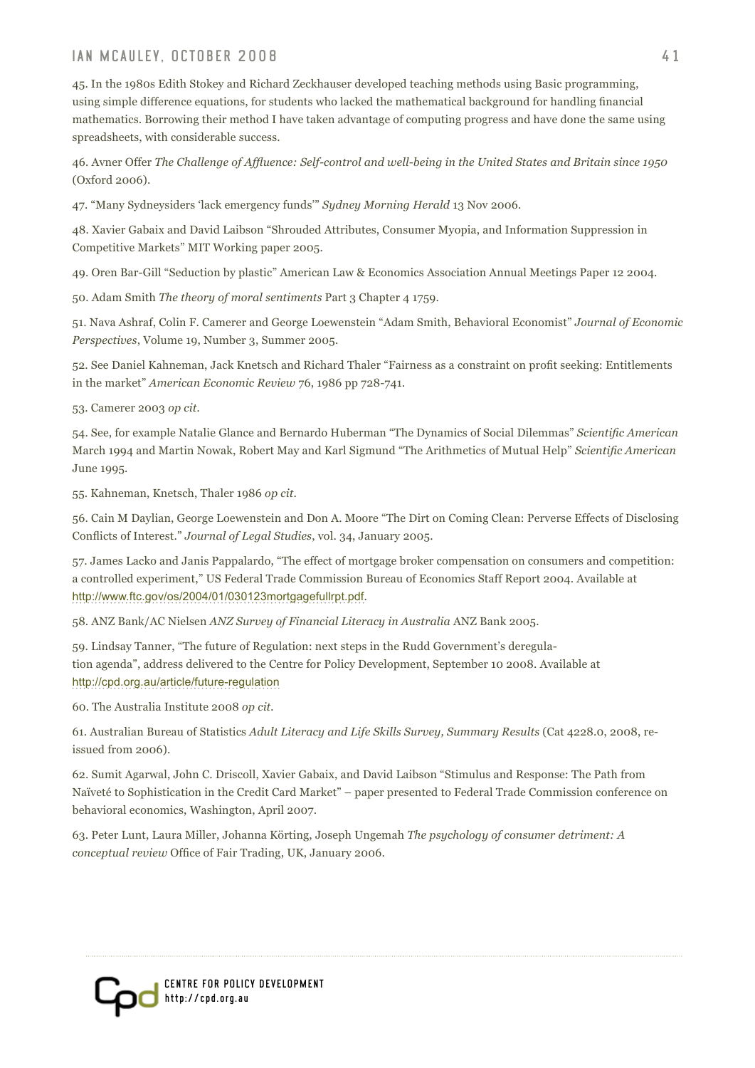45. In the 1980s Edith Stokey and Richard Zeckhauser developed teaching methods using Basic programming, using simple difference equations, for students who lacked the mathematical background for handling financial mathematics. Borrowing their method I have taken advantage of computing progress and have done the same using spreadsheets, with considerable success.

46. Avner Offer *The Challenge of Affluence: Self-control and well-being in the United States and Britain since 1950* (Oxford 2006).

47. "Many Sydneysiders 'lack emergency funds'" *Sydney Morning Herald* 13 Nov 2006.

48. Xavier Gabaix and David Laibson "Shrouded Attributes, Consumer Myopia, and Information Suppression in Competitive Markets" MIT Working paper 2005.

49. Oren Bar-Gill "Seduction by plastic" American Law & Economics Association Annual Meetings Paper 12 2004.

50. Adam Smith *The theory of moral sentiments* Part 3 Chapter 4 1759.

51. Nava Ashraf, Colin F. Camerer and George Loewenstein "Adam Smith, Behavioral Economist" *Journal of Economic Perspectives*, Volume 19, Number 3, Summer 2005.

52. See Daniel Kahneman, Jack Knetsch and Richard Thaler "Fairness as a constraint on profit seeking: Entitlements in the market" *American Economic Review* 76, 1986 pp 728-741.

53. Camerer 2003 *op cit*.

54. See, for example Natalie Glance and Bernardo Huberman "The Dynamics of Social Dilemmas" *Scientific American* March 1994 and Martin Nowak, Robert May and Karl Sigmund "The Arithmetics of Mutual Help" *Scientific American* June 1995.

55. Kahneman, Knetsch, Thaler 1986 *op cit*.

56. Cain M Daylian, George Loewenstein and Don A. Moore "The Dirt on Coming Clean: Perverse Effects of Disclosing Conflicts of Interest." *Journal of Legal Studies*, vol. 34, January 2005.

57. James Lacko and Janis Pappalardo, "The effect of mortgage broker compensation on consumers and competition: a controlled experiment," US Federal Trade Commission Bureau of Economics Staff Report 2004. Available at http://www.ftc.gov/os/2004/01/030123mortgagefullrpt.pdf.

58. ANZ Bank/AC Nielsen *ANZ Survey of Financial Literacy in Australia* ANZ Bank 2005.

59. Lindsay Tanner, "The future of Regulation: next steps in the Rudd Government's deregulation agenda", address delivered to the Centre for Policy Development, September 10 2008. Available at http://cpd.org.au/article/future-regulation

60. The Australia Institute 2008 *op cit*.

61. Australian Bureau of Statistics *Adult Literacy and Life Skills Survey, Summary Results* (Cat 4228.0, 2008, re-issued from 2006).

62. Sumit Agarwal, John C. Driscoll, Xavier Gabaix, and David Laibson "Stimulus and Response: The Path from Naïveté to Sophistication in the Credit Card Market" – paper presented to Federal Trade Commission conference on behavioral economics, Washington, April 2007.

63. Peter Lunt, Laura Miller, Johanna Körting, Joseph Ungemah *The psychology of consumer detriment: A conceptual review* Office of Fair Trading, UK, January 2006.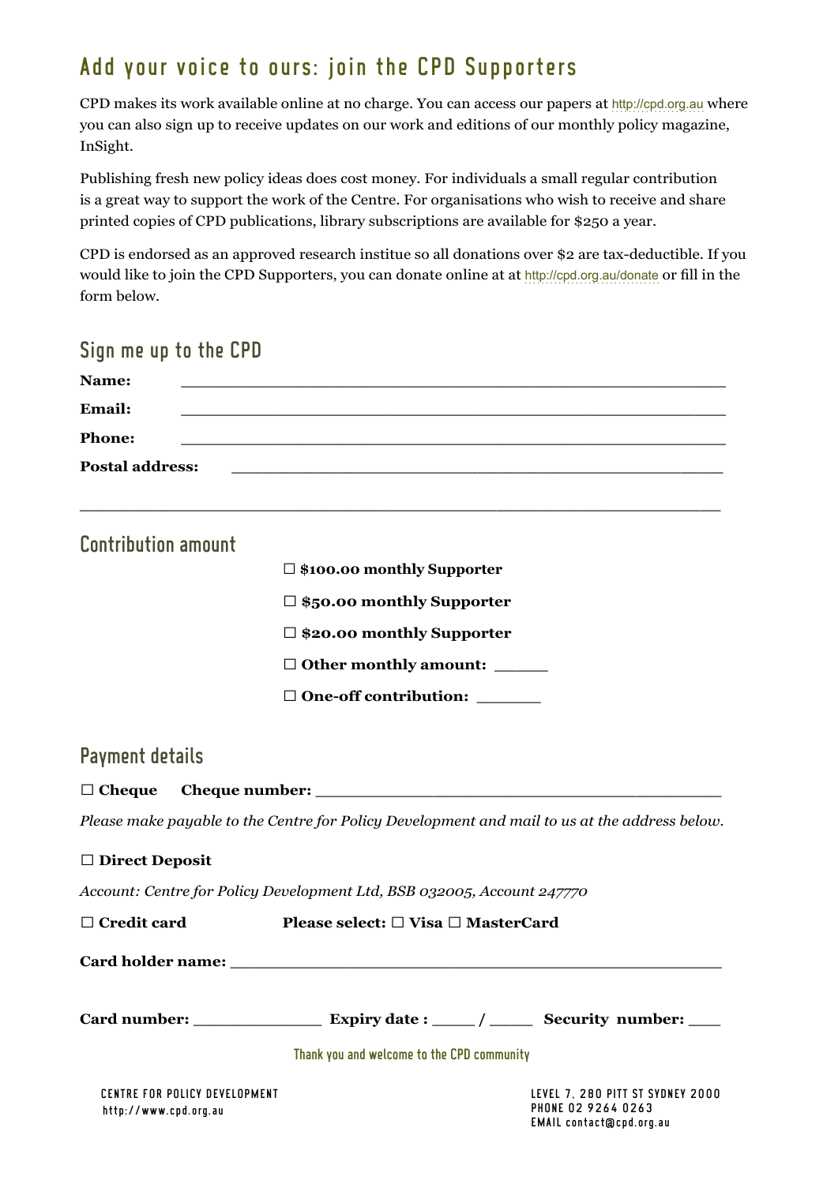# Add your voice to ours: join the CPD Supporters

CPD makes its work available online at no charge. You can access our papers at http://cpd.org.au where you can also sign up to receive updates on our work and editions of our monthly policy magazine, InSight.

Publishing fresh new policy ideas does cost money. For individuals a small regular contribution is a great way to support the work of the Centre. For organisations who wish to receive and share printed copies of CPD publications, library subscriptions are available for $250 a year.

CPD is endorsed as an approved research institue so all donations over $2 are tax-deductible. If you would like to join the CPD Supporters, you can donate online at at http://cpd.org.au/donate or fill in the form below.

## Sign me up to the CPD

**Name:** ____________________________________________

**Email:** ____________________________________________

**Phone:** ____________________________________________

**Postal address:** ____________________________________________

____________________________________________

## Contribution amount

☐ **$100.00 monthly Supporter**

☐ **$50.00 monthly Supporter**

☐ **$20.00 monthly Supporter**

☐ **Other monthly amount:** ______

☐ **One-off contribution:** _______

## Payment details

☐ **Cheque** **Cheque number:** ____________________________________________

*Please make payable to the Centre for Policy Development and mail to us at the address below.*

☐ **Direct Deposit**

*Account: Centre for Policy Development Ltd, BSB 032005, Account 247770*

☐ **Credit card** **Please select:** ☐ **Visa** ☐ **MasterCard**

**Card holder name:** ____________________________________________

**Card number:** ______________ **Expiry date :** _____ / _____ **Security number:** ___

Thank you and welcome to the CPD community

CENTRE FOR POLICY DEVELOPMENT
http://www.cpd.org.au

LEVEL 7, 280 PITT ST SYDNEY 2000
PHONE 02 9264 0263
EMAIL contact@cpd.org.au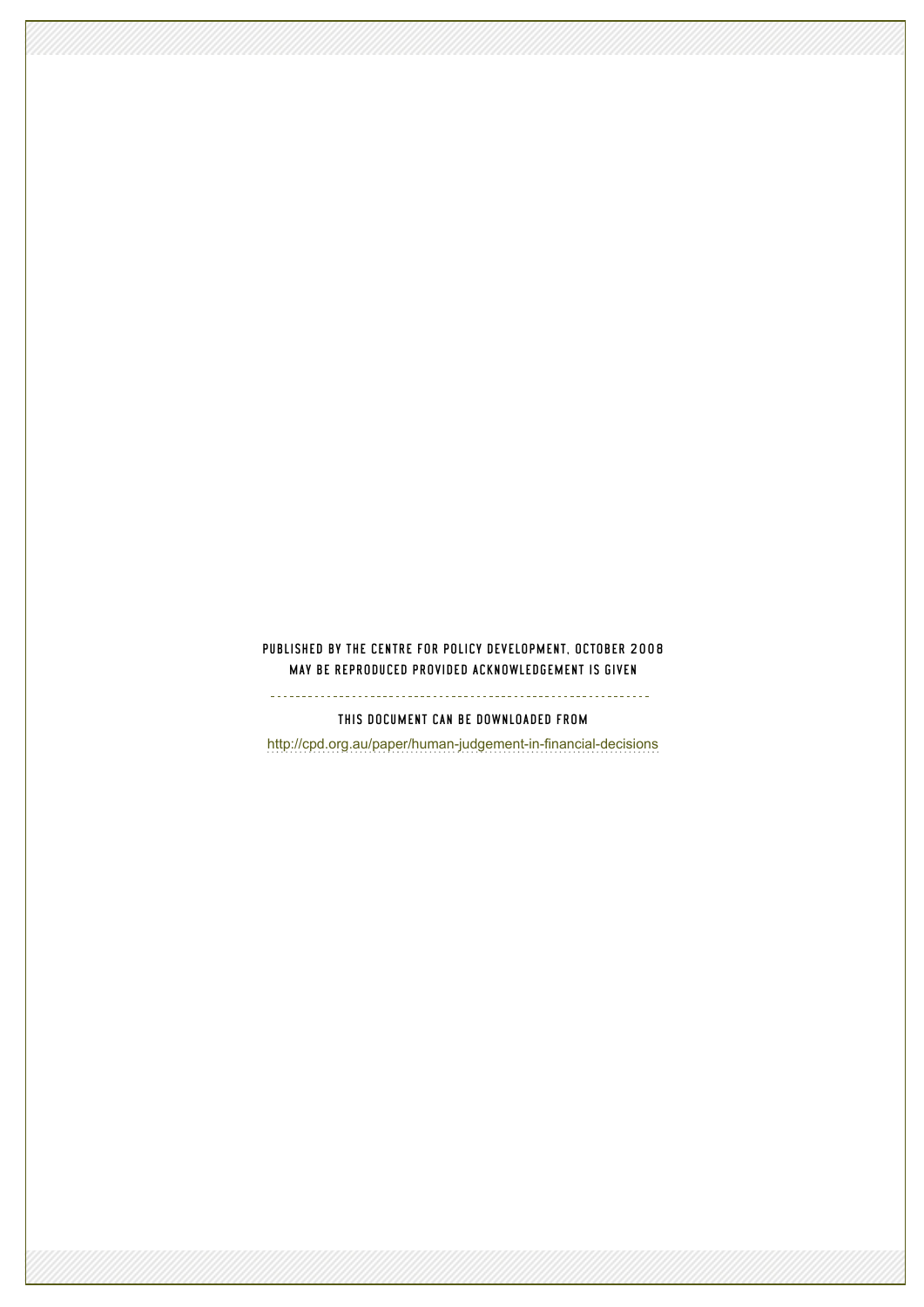PUBLISHED BY THE CENTRE FOR POLICY DEVELOPMENT, OCTOBER 2008

MAY BE REPRODUCED PROVIDED ACKNOWLEDGEMENT IS GIVEN

---

THIS DOCUMENT CAN BE DOWNLOADED FROM

http://cpd.org.au/paper/human-judgement-in-financial-decisions